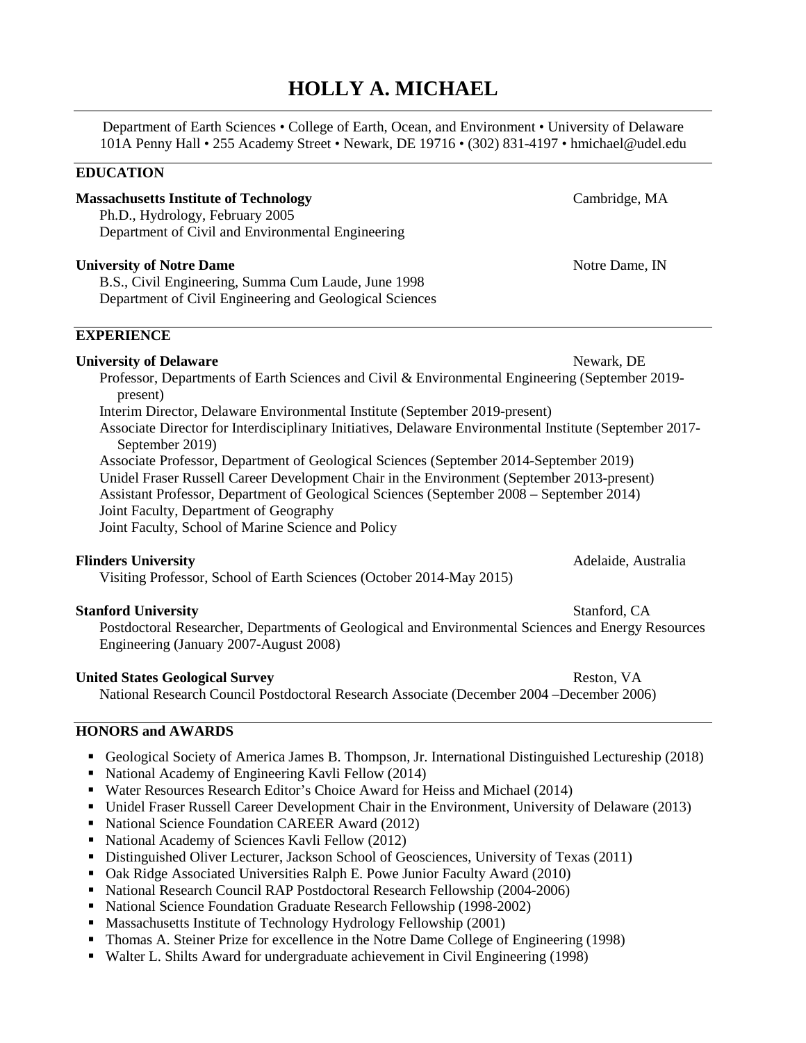# HOLLY A. MICHAEL

Department of Earth Sciences • College of Earth, Ocean, and Environment • University of Delaware
101A Penny Hall • 255 Academy Street • Newark, DE 19716 • (302) 831-4197 • hmichael@udel.edu

## EDUCATION

**Massachusetts Institute of Technology** — Cambridge, MA
Ph.D., Hydrology, February 2005
Department of Civil and Environmental Engineering

**University of Notre Dame** — Notre Dame, IN
B.S., Civil Engineering, Summa Cum Laude, June 1998
Department of Civil Engineering and Geological Sciences

## EXPERIENCE

**University of Delaware** — Newark, DE
Professor, Departments of Earth Sciences and Civil & Environmental Engineering (September 2019-present)
Interim Director, Delaware Environmental Institute (September 2019-present)
Associate Director for Interdisciplinary Initiatives, Delaware Environmental Institute (September 2017-September 2019)
Associate Professor, Department of Geological Sciences (September 2014-September 2019)
Unidel Fraser Russell Career Development Chair in the Environment (September 2013-present)
Assistant Professor, Department of Geological Sciences (September 2008 – September 2014)
Joint Faculty, Department of Geography
Joint Faculty, School of Marine Science and Policy

**Flinders University** — Adelaide, Australia
Visiting Professor, School of Earth Sciences (October 2014-May 2015)

**Stanford University** — Stanford, CA
Postdoctoral Researcher, Departments of Geological and Environmental Sciences and Energy Resources Engineering (January 2007-August 2008)

**United States Geological Survey** — Reston, VA
National Research Council Postdoctoral Research Associate (December 2004 –December 2006)

## HONORS and AWARDS

- Geological Society of America James B. Thompson, Jr. International Distinguished Lectureship (2018)
- National Academy of Engineering Kavli Fellow (2014)
- Water Resources Research Editor's Choice Award for Heiss and Michael (2014)
- Unidel Fraser Russell Career Development Chair in the Environment, University of Delaware (2013)
- National Science Foundation CAREER Award (2012)
- National Academy of Sciences Kavli Fellow (2012)
- Distinguished Oliver Lecturer, Jackson School of Geosciences, University of Texas (2011)
- Oak Ridge Associated Universities Ralph E. Powe Junior Faculty Award (2010)
- National Research Council RAP Postdoctoral Research Fellowship (2004-2006)
- National Science Foundation Graduate Research Fellowship (1998-2002)
- Massachusetts Institute of Technology Hydrology Fellowship (2001)
- Thomas A. Steiner Prize for excellence in the Notre Dame College of Engineering (1998)
- Walter L. Shilts Award for undergraduate achievement in Civil Engineering (1998)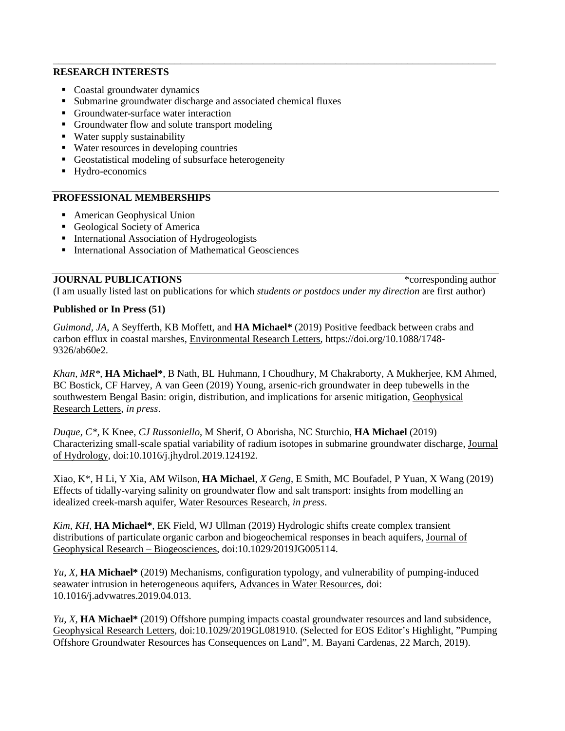## RESEARCH INTERESTS

- Coastal groundwater dynamics
- Submarine groundwater discharge and associated chemical fluxes
- Groundwater-surface water interaction
- Groundwater flow and solute transport modeling
- Water supply sustainability
- Water resources in developing countries
- Geostatistical modeling of subsurface heterogeneity
- Hydro-economics

## PROFESSIONAL MEMBERSHIPS

- American Geophysical Union
- Geological Society of America
- International Association of Hydrogeologists
- International Association of Mathematical Geosciences

## JOURNAL PUBLICATIONS

*corresponding author

(I am usually listed last on publications for which *students or postdocs under my direction* are first author)

### Published or In Press (51)

*Guimond, JA*, A Seyfferth, KB Moffett, and **HA Michael*** (2019) Positive feedback between crabs and carbon efflux in coastal marshes, Environmental Research Letters, https://doi.org/10.1088/1748-9326/ab60e2.

*Khan, MR**, **HA Michael***, B Nath, BL Huhmann, I Choudhury, M Chakraborty, A Mukherjee, KM Ahmed, BC Bostick, CF Harvey, A van Geen (2019) Young, arsenic-rich groundwater in deep tubewells in the southwestern Bengal Basin: origin, distribution, and implications for arsenic mitigation, Geophysical Research Letters, *in press*.

*Duque, C**, K Knee, *CJ Russoniello*, M Sherif, O Aborisha, NC Sturchio, **HA Michael** (2019) Characterizing small-scale spatial variability of radium isotopes in submarine groundwater discharge, Journal of Hydrology, doi:10.1016/j.jhydrol.2019.124192.

Xiao, K*, H Li, Y Xia, AM Wilson, **HA Michael**, *X Geng*, E Smith, MC Boufadel, P Yuan, X Wang (2019) Effects of tidally-varying salinity on groundwater flow and salt transport: insights from modelling an idealized creek-marsh aquifer, Water Resources Research, *in press*.

*Kim, KH*, **HA Michael***, EK Field, WJ Ullman (2019) Hydrologic shifts create complex transient distributions of particulate organic carbon and biogeochemical responses in beach aquifers, Journal of Geophysical Research – Biogeosciences, doi:10.1029/2019JG005114.

*Yu, X*, **HA Michael*** (2019) Mechanisms, configuration typology, and vulnerability of pumping-induced seawater intrusion in heterogeneous aquifers, Advances in Water Resources, doi: 10.1016/j.advwatres.2019.04.013.

*Yu, X*, **HA Michael*** (2019) Offshore pumping impacts coastal groundwater resources and land subsidence, Geophysical Research Letters, doi:10.1029/2019GL081910. (Selected for EOS Editor's Highlight, "Pumping Offshore Groundwater Resources has Consequences on Land", M. Bayani Cardenas, 22 March, 2019).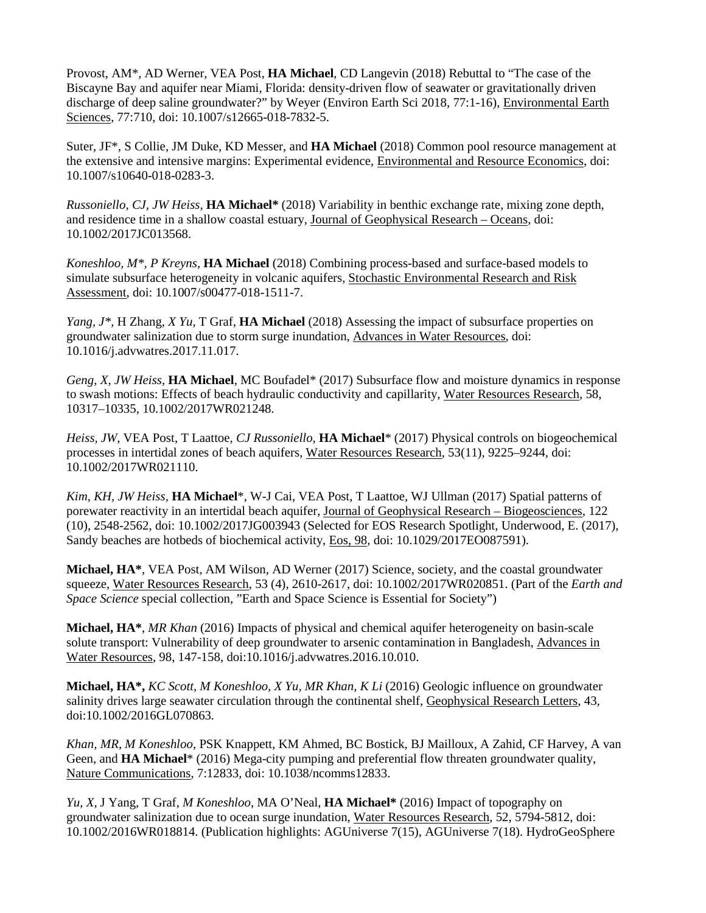Provost, AM*, AD Werner, VEA Post, **HA Michael**, CD Langevin (2018) Rebuttal to "The case of the Biscayne Bay and aquifer near Miami, Florida: density-driven flow of seawater or gravitationally driven discharge of deep saline groundwater?" by Weyer (Environ Earth Sci 2018, 77:1-16), Environmental Earth Sciences, 77:710, doi: 10.1007/s12665-018-7832-5.

Suter, JF*, S Collie, JM Duke, KD Messer, and **HA Michael** (2018) Common pool resource management at the extensive and intensive margins: Experimental evidence, Environmental and Resource Economics, doi: 10.1007/s10640-018-0283-3.

*Russoniello, CJ, JW Heiss,* **HA Michael*** (2018) Variability in benthic exchange rate, mixing zone depth, and residence time in a shallow coastal estuary, Journal of Geophysical Research – Oceans, doi: 10.1002/2017JC013568.

*Koneshloo, M*, P Kreyns,* **HA Michael** (2018) Combining process-based and surface-based models to simulate subsurface heterogeneity in volcanic aquifers, Stochastic Environmental Research and Risk Assessment, doi: 10.1007/s00477-018-1511-7.

*Yang, J**, H Zhang, *X Yu*, T Graf, **HA Michael** (2018) Assessing the impact of subsurface properties on groundwater salinization due to storm surge inundation, Advances in Water Resources, doi: 10.1016/j.advwatres.2017.11.017.

*Geng, X*, *JW Heiss*, **HA Michael**, MC Boufadel* (2017) Subsurface flow and moisture dynamics in response to swash motions: Effects of beach hydraulic conductivity and capillarity, Water Resources Research, 58, 10317–10335, 10.1002/2017WR021248.

*Heiss, JW*, VEA Post, T Laattoe, *CJ Russoniello*, **HA Michael*** (2017) Physical controls on biogeochemical processes in intertidal zones of beach aquifers, Water Resources Research, 53(11), 9225–9244, doi: 10.1002/2017WR021110.

*Kim, KH*, *JW Heiss*, **HA Michael***, W-J Cai, VEA Post, T Laattoe, WJ Ullman (2017) Spatial patterns of porewater reactivity in an intertidal beach aquifer, Journal of Geophysical Research – Biogeosciences, 122 (10), 2548-2562, doi: 10.1002/2017JG003943 (Selected for EOS Research Spotlight, Underwood, E. (2017), Sandy beaches are hotbeds of biochemical activity, Eos, 98, doi: 10.1029/2017EO087591).

**Michael, HA***, VEA Post, AM Wilson, AD Werner (2017) Science, society, and the coastal groundwater squeeze, Water Resources Research, 53 (4), 2610-2617, doi: 10.1002/2017WR020851. (Part of the *Earth and Space Science* special collection, "Earth and Space Science is Essential for Society")

**Michael, HA***, *MR Khan* (2016) Impacts of physical and chemical aquifer heterogeneity on basin-scale solute transport: Vulnerability of deep groundwater to arsenic contamination in Bangladesh, Advances in Water Resources, 98, 147-158, doi:10.1016/j.advwatres.2016.10.010.

**Michael, HA*,** *KC Scott, M Koneshloo, X Yu, MR Khan, K Li* (2016) Geologic influence on groundwater salinity drives large seawater circulation through the continental shelf, Geophysical Research Letters, 43, doi:10.1002/2016GL070863.

*Khan, MR, M Koneshloo*, PSK Knappett, KM Ahmed, BC Bostick, BJ Mailloux, A Zahid, CF Harvey, A van Geen, and **HA Michael*** (2016) Mega-city pumping and preferential flow threaten groundwater quality, Nature Communications, 7:12833, doi: 10.1038/ncomms12833.

*Yu, X*, J Yang, T Graf, *M Koneshloo*, MA O'Neal, **HA Michael*** (2016) Impact of topography on groundwater salinization due to ocean surge inundation, Water Resources Research, 52, 5794-5812, doi: 10.1002/2016WR018814. (Publication highlights: AGUniverse 7(15), AGUniverse 7(18). HydroGeoSphere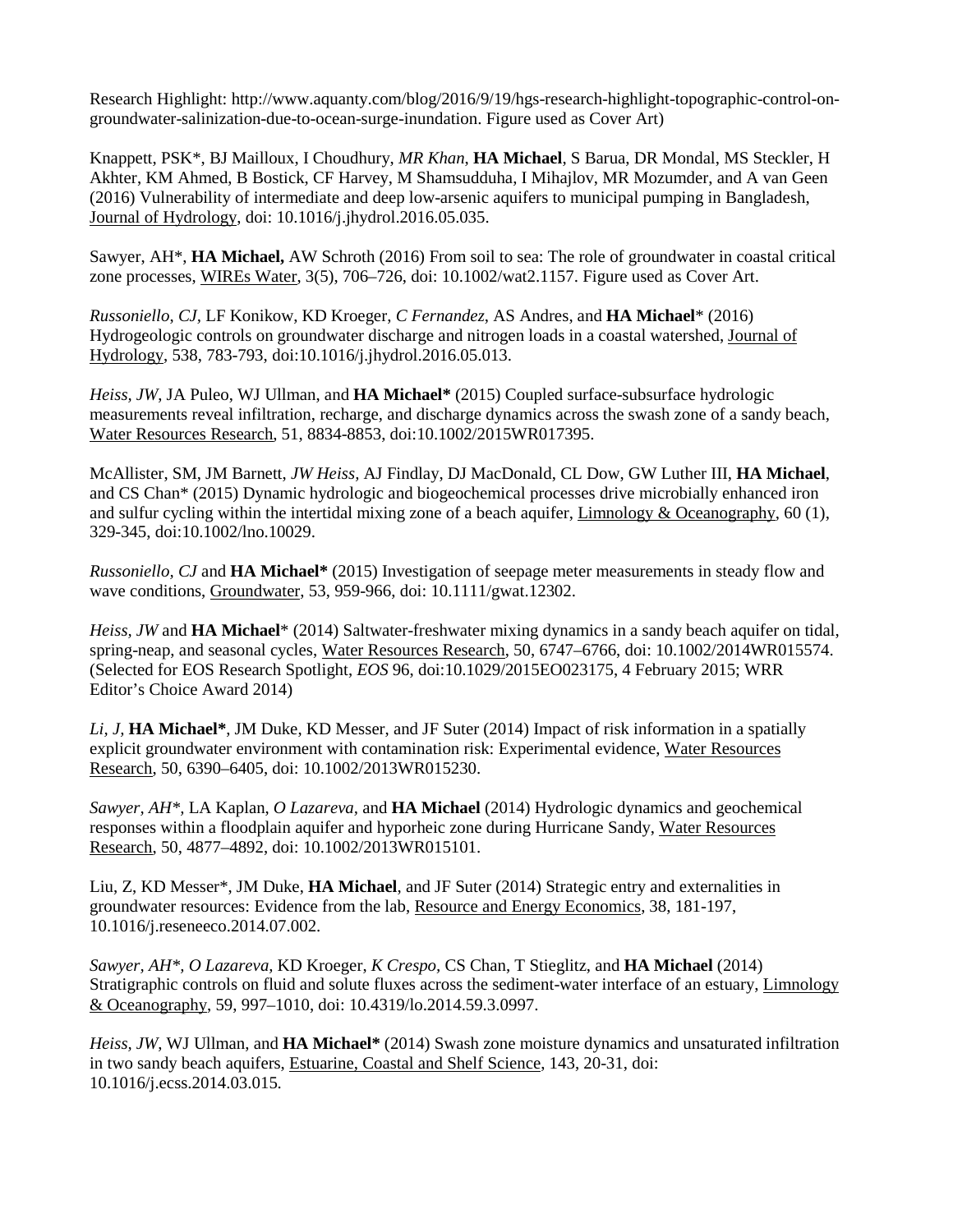Research Highlight: http://www.aquanty.com/blog/2016/9/19/hgs-research-highlight-topographic-control-on-groundwater-salinization-due-to-ocean-surge-inundation. Figure used as Cover Art)

Knappett, PSK*, BJ Mailloux, I Choudhury, *MR Khan*, **HA Michael**, S Barua, DR Mondal, MS Steckler, H Akhter, KM Ahmed, B Bostick, CF Harvey, M Shamsudduha, I Mihajlov, MR Mozumder, and A van Geen (2016) Vulnerability of intermediate and deep low-arsenic aquifers to municipal pumping in Bangladesh, Journal of Hydrology, doi: 10.1016/j.jhydrol.2016.05.035.

Sawyer, AH*, **HA Michael,** AW Schroth (2016) From soil to sea: The role of groundwater in coastal critical zone processes, WIREs Water, 3(5), 706–726, doi: 10.1002/wat2.1157. Figure used as Cover Art.

*Russoniello, CJ*, LF Konikow, KD Kroeger, *C Fernandez*, AS Andres, and **HA Michael*** (2016) Hydrogeologic controls on groundwater discharge and nitrogen loads in a coastal watershed, Journal of Hydrology, 538, 783-793, doi:10.1016/j.jhydrol.2016.05.013.

*Heiss, JW*, JA Puleo, WJ Ullman, and **HA Michael*** (2015) Coupled surface-subsurface hydrologic measurements reveal infiltration, recharge, and discharge dynamics across the swash zone of a sandy beach, Water Resources Research, 51, 8834-8853, doi:10.1002/2015WR017395.

McAllister, SM, JM Barnett, *JW Heiss*, AJ Findlay, DJ MacDonald, CL Dow, GW Luther III, **HA Michael**, and CS Chan* (2015) Dynamic hydrologic and biogeochemical processes drive microbially enhanced iron and sulfur cycling within the intertidal mixing zone of a beach aquifer, Limnology & Oceanography, 60 (1), 329-345, doi:10.1002/lno.10029.

*Russoniello, CJ* and **HA Michael*** (2015) Investigation of seepage meter measurements in steady flow and wave conditions, Groundwater, 53, 959-966, doi: 10.1111/gwat.12302.

*Heiss, JW* and **HA Michael*** (2014) Saltwater-freshwater mixing dynamics in a sandy beach aquifer on tidal, spring-neap, and seasonal cycles, Water Resources Research, 50, 6747–6766, doi: 10.1002/2014WR015574. (Selected for EOS Research Spotlight, *EOS* 96, doi:10.1029/2015EO023175, 4 February 2015; WRR Editor's Choice Award 2014)

*Li, J*, **HA Michael***, JM Duke, KD Messer, and JF Suter (2014) Impact of risk information in a spatially explicit groundwater environment with contamination risk: Experimental evidence, Water Resources Research, 50, 6390–6405, doi: 10.1002/2013WR015230.

*Sawyer, AH**, LA Kaplan, *O Lazareva*, and **HA Michael** (2014) Hydrologic dynamics and geochemical responses within a floodplain aquifer and hyporheic zone during Hurricane Sandy, Water Resources Research, 50, 4877–4892, doi: 10.1002/2013WR015101.

Liu, Z, KD Messer*, JM Duke, **HA Michael**, and JF Suter (2014) Strategic entry and externalities in groundwater resources: Evidence from the lab, Resource and Energy Economics, 38, 181-197, 10.1016/j.reseneeco.2014.07.002.

*Sawyer, AH*, O Lazareva*, KD Kroeger, *K Crespo*, CS Chan, T Stieglitz, and **HA Michael** (2014) Stratigraphic controls on fluid and solute fluxes across the sediment-water interface of an estuary, Limnology & Oceanography, 59, 997–1010, doi: 10.4319/lo.2014.59.3.0997.

*Heiss, JW*, WJ Ullman, and **HA Michael*** (2014) Swash zone moisture dynamics and unsaturated infiltration in two sandy beach aquifers, Estuarine, Coastal and Shelf Science, 143, 20-31, doi: 10.1016/j.ecss.2014.03.015.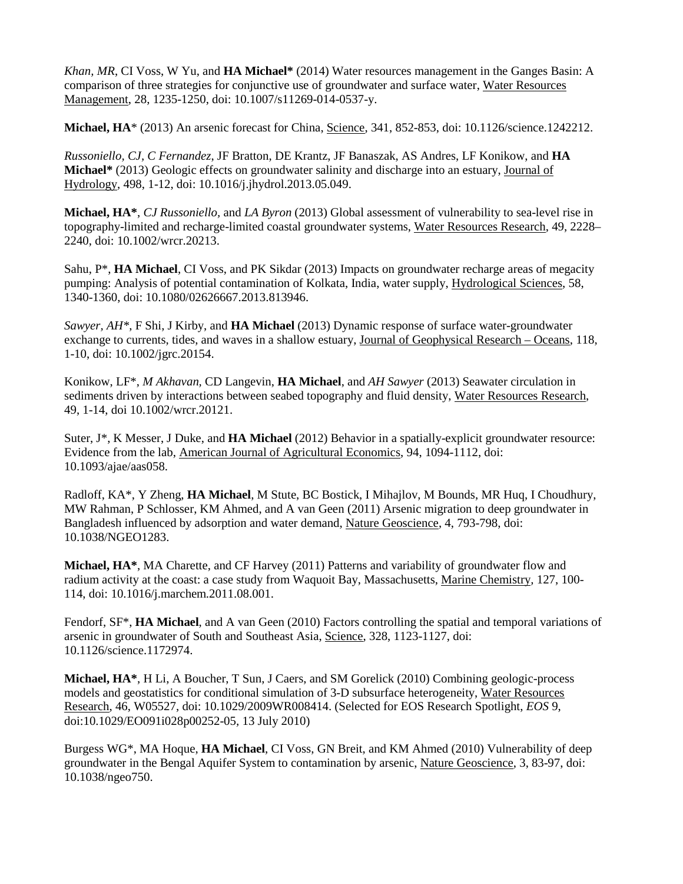*Khan, MR*, CI Voss, W Yu, and **HA Michael*** (2014) Water resources management in the Ganges Basin: A comparison of three strategies for conjunctive use of groundwater and surface water, Water Resources Management, 28, 1235-1250, doi: 10.1007/s11269-014-0537-y.

**Michael, HA*** (2013) An arsenic forecast for China, Science, 341, 852-853, doi: 10.1126/science.1242212.

*Russoniello, CJ, C Fernandez*, JF Bratton, DE Krantz, JF Banaszak, AS Andres, LF Konikow, and **HA Michael*** (2013) Geologic effects on groundwater salinity and discharge into an estuary, Journal of Hydrology, 498, 1-12, doi: 10.1016/j.jhydrol.2013.05.049.

**Michael, HA***, *CJ Russoniello,* and *LA Byron* (2013) Global assessment of vulnerability to sea-level rise in topography-limited and recharge-limited coastal groundwater systems, Water Resources Research, 49, 2228–2240, doi: 10.1002/wrcr.20213.

Sahu, P*, **HA Michael**, CI Voss, and PK Sikdar (2013) Impacts on groundwater recharge areas of megacity pumping: Analysis of potential contamination of Kolkata, India, water supply, Hydrological Sciences, 58, 1340-1360, doi: 10.1080/02626667.2013.813946.

*Sawyer, AH**, F Shi, J Kirby, and **HA Michael** (2013) Dynamic response of surface water-groundwater exchange to currents, tides, and waves in a shallow estuary, Journal of Geophysical Research – Oceans, 118, 1-10, doi: 10.1002/jgrc.20154.

Konikow, LF*, *M Akhavan,* CD Langevin, **HA Michael**, and *AH Sawyer* (2013) Seawater circulation in sediments driven by interactions between seabed topography and fluid density, Water Resources Research, 49, 1-14, doi 10.1002/wrcr.20121.

Suter, J*, K Messer, J Duke, and **HA Michael** (2012) Behavior in a spatially-explicit groundwater resource: Evidence from the lab, American Journal of Agricultural Economics, 94, 1094-1112, doi: 10.1093/ajae/aas058.

Radloff, KA*, Y Zheng, **HA Michael**, M Stute, BC Bostick, I Mihajlov, M Bounds, MR Huq, I Choudhury, MW Rahman, P Schlosser, KM Ahmed, and A van Geen (2011) Arsenic migration to deep groundwater in Bangladesh influenced by adsorption and water demand, Nature Geoscience, 4, 793-798, doi: 10.1038/NGEO1283.

**Michael, HA***, MA Charette, and CF Harvey (2011) Patterns and variability of groundwater flow and radium activity at the coast: a case study from Waquoit Bay, Massachusetts, Marine Chemistry, 127, 100-114, doi: 10.1016/j.marchem.2011.08.001.

Fendorf, SF*, **HA Michael**, and A van Geen (2010) Factors controlling the spatial and temporal variations of arsenic in groundwater of South and Southeast Asia, Science, 328, 1123-1127, doi: 10.1126/science.1172974.

**Michael, HA***, H Li, A Boucher, T Sun, J Caers, and SM Gorelick (2010) Combining geologic-process models and geostatistics for conditional simulation of 3-D subsurface heterogeneity, Water Resources Research, 46, W05527, doi: 10.1029/2009WR008414. (Selected for EOS Research Spotlight, *EOS* 9, doi:10.1029/EO091i028p00252-05, 13 July 2010)

Burgess WG*, MA Hoque, **HA Michael**, CI Voss, GN Breit, and KM Ahmed (2010) Vulnerability of deep groundwater in the Bengal Aquifer System to contamination by arsenic, Nature Geoscience, 3, 83-97, doi: 10.1038/ngeo750.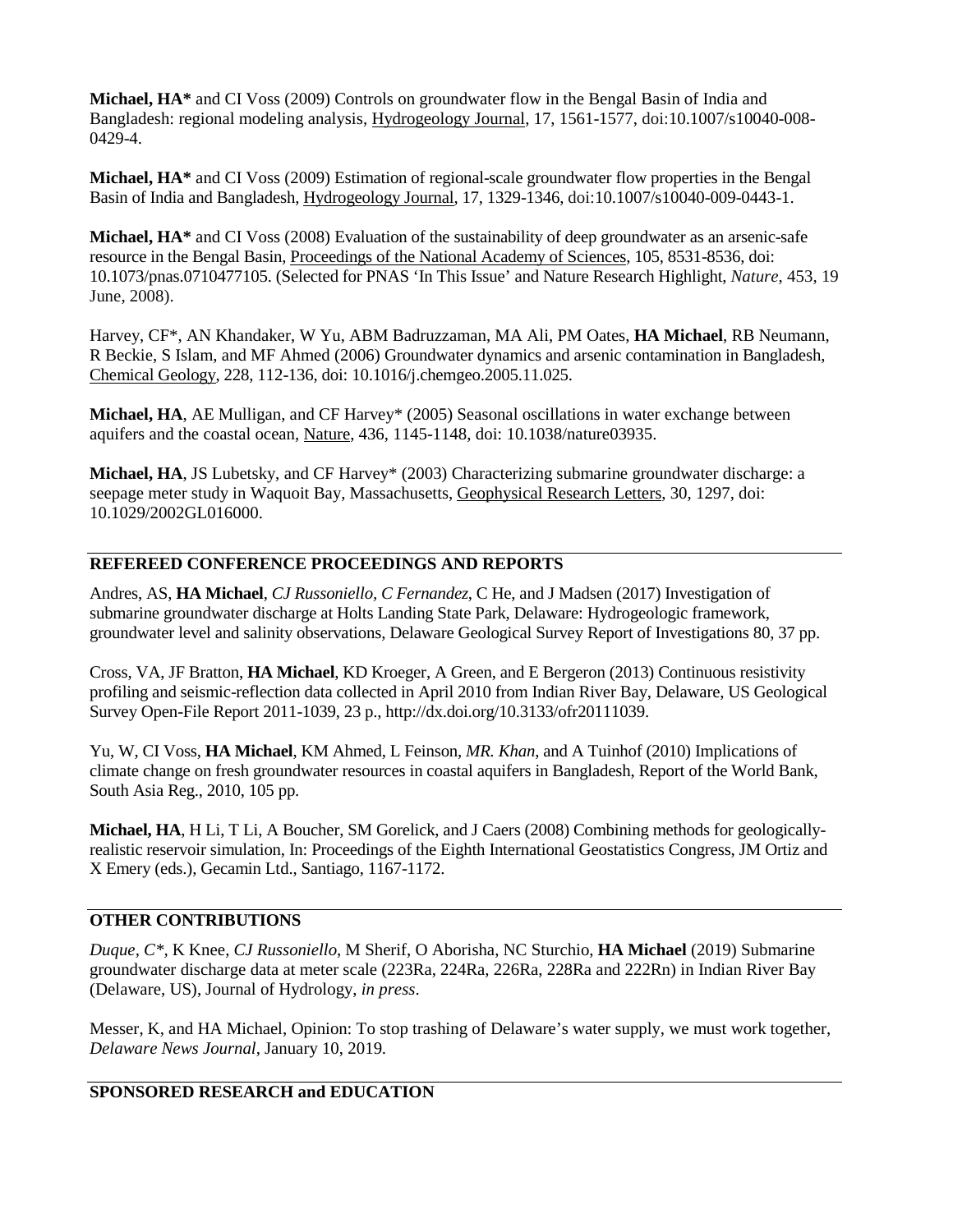**Michael, HA*** and CI Voss (2009) Controls on groundwater flow in the Bengal Basin of India and Bangladesh: regional modeling analysis, Hydrogeology Journal, 17, 1561-1577, doi:10.1007/s10040-008-0429-4.

**Michael, HA*** and CI Voss (2009) Estimation of regional-scale groundwater flow properties in the Bengal Basin of India and Bangladesh, Hydrogeology Journal, 17, 1329-1346, doi:10.1007/s10040-009-0443-1.

**Michael, HA*** and CI Voss (2008) Evaluation of the sustainability of deep groundwater as an arsenic-safe resource in the Bengal Basin, Proceedings of the National Academy of Sciences, 105, 8531-8536, doi: 10.1073/pnas.0710477105. (Selected for PNAS 'In This Issue' and Nature Research Highlight, *Nature*, 453, 19 June, 2008).

Harvey, CF*, AN Khandaker, W Yu, ABM Badruzzaman, MA Ali, PM Oates, **HA Michael**, RB Neumann, R Beckie, S Islam, and MF Ahmed (2006) Groundwater dynamics and arsenic contamination in Bangladesh, Chemical Geology, 228, 112-136, doi: 10.1016/j.chemgeo.2005.11.025.

**Michael, HA**, AE Mulligan, and CF Harvey* (2005) Seasonal oscillations in water exchange between aquifers and the coastal ocean, Nature, 436, 1145-1148, doi: 10.1038/nature03935.

**Michael, HA**, JS Lubetsky, and CF Harvey* (2003) Characterizing submarine groundwater discharge: a seepage meter study in Waquoit Bay, Massachusetts, Geophysical Research Letters, 30, 1297, doi: 10.1029/2002GL016000.

## REFEREED CONFERENCE PROCEEDINGS AND REPORTS

Andres, AS, **HA Michael**, *CJ Russoniello*, *C Fernandez*, C He, and J Madsen (2017) Investigation of submarine groundwater discharge at Holts Landing State Park, Delaware: Hydrogeologic framework, groundwater level and salinity observations, Delaware Geological Survey Report of Investigations 80, 37 pp.

Cross, VA, JF Bratton, **HA Michael**, KD Kroeger, A Green, and E Bergeron (2013) Continuous resistivity profiling and seismic-reflection data collected in April 2010 from Indian River Bay, Delaware, US Geological Survey Open-File Report 2011-1039, 23 p., http://dx.doi.org/10.3133/ofr20111039.

Yu, W, CI Voss, **HA Michael**, KM Ahmed, L Feinson, *MR. Khan*, and A Tuinhof (2010) Implications of climate change on fresh groundwater resources in coastal aquifers in Bangladesh, Report of the World Bank, South Asia Reg., 2010, 105 pp.

**Michael, HA**, H Li, T Li, A Boucher, SM Gorelick, and J Caers (2008) Combining methods for geologically-realistic reservoir simulation, In: Proceedings of the Eighth International Geostatistics Congress, JM Ortiz and X Emery (eds.), Gecamin Ltd., Santiago, 1167-1172.

## OTHER CONTRIBUTIONS

*Duque, C**, K Knee, *CJ Russoniello*, M Sherif, O Aborisha, NC Sturchio, **HA Michael** (2019) Submarine groundwater discharge data at meter scale (223Ra, 224Ra, 226Ra, 228Ra and 222Rn) in Indian River Bay (Delaware, US), Journal of Hydrology, *in press*.

Messer, K, and HA Michael, Opinion: To stop trashing of Delaware's water supply, we must work together, *Delaware News Journal*, January 10, 2019.

## SPONSORED RESEARCH and EDUCATION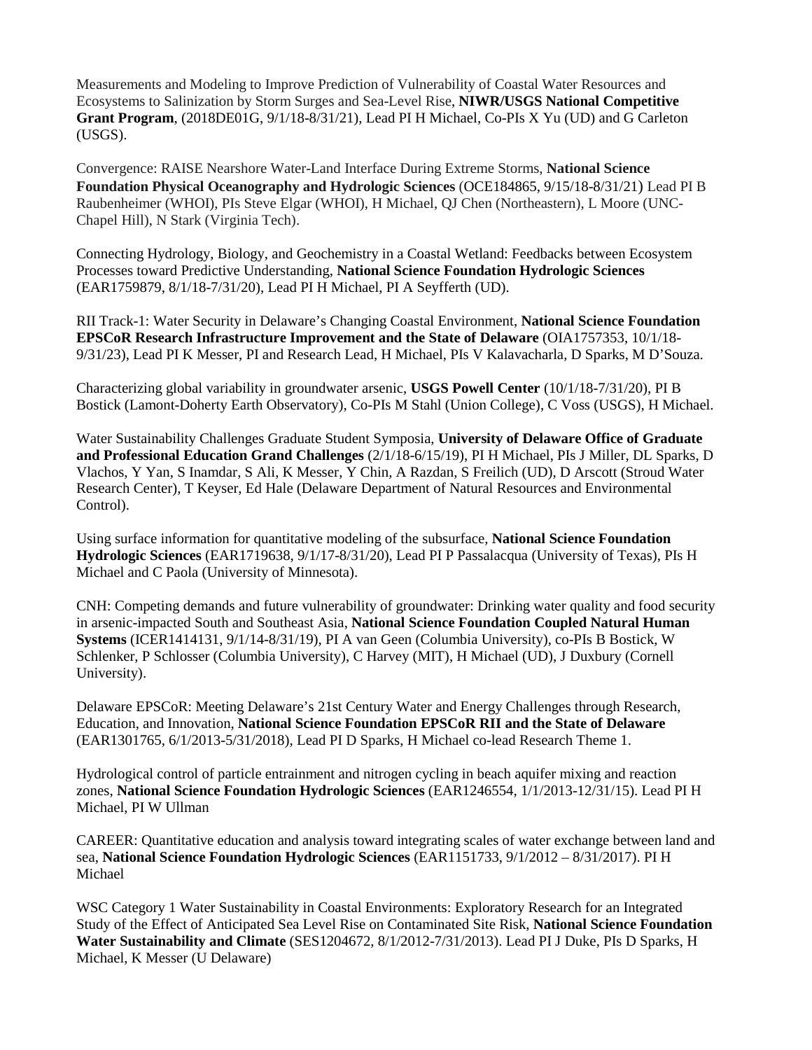Measurements and Modeling to Improve Prediction of Vulnerability of Coastal Water Resources and Ecosystems to Salinization by Storm Surges and Sea-Level Rise, **NIWR/USGS National Competitive Grant Program**, (2018DE01G, 9/1/18-8/31/21), Lead PI H Michael, Co-PIs X Yu (UD) and G Carleton (USGS).

Convergence: RAISE Nearshore Water-Land Interface During Extreme Storms, **National Science Foundation Physical Oceanography and Hydrologic Sciences** (OCE184865, 9/15/18-8/31/21) Lead PI B Raubenheimer (WHOI), PIs Steve Elgar (WHOI), H Michael, QJ Chen (Northeastern), L Moore (UNC-Chapel Hill), N Stark (Virginia Tech).

Connecting Hydrology, Biology, and Geochemistry in a Coastal Wetland: Feedbacks between Ecosystem Processes toward Predictive Understanding, **National Science Foundation Hydrologic Sciences** (EAR1759879, 8/1/18-7/31/20), Lead PI H Michael, PI A Seyfferth (UD).

RII Track-1: Water Security in Delaware's Changing Coastal Environment, **National Science Foundation EPSCoR Research Infrastructure Improvement and the State of Delaware** (OIA1757353, 10/1/18-9/31/23), Lead PI K Messer, PI and Research Lead, H Michael, PIs V Kalavacharla, D Sparks, M D'Souza.

Characterizing global variability in groundwater arsenic, **USGS Powell Center** (10/1/18-7/31/20), PI B Bostick (Lamont-Doherty Earth Observatory), Co-PIs M Stahl (Union College), C Voss (USGS), H Michael.

Water Sustainability Challenges Graduate Student Symposia, **University of Delaware Office of Graduate and Professional Education Grand Challenges** (2/1/18-6/15/19), PI H Michael, PIs J Miller, DL Sparks, D Vlachos, Y Yan, S Inamdar, S Ali, K Messer, Y Chin, A Razdan, S Freilich (UD), D Arscott (Stroud Water Research Center), T Keyser, Ed Hale (Delaware Department of Natural Resources and Environmental Control).

Using surface information for quantitative modeling of the subsurface, **National Science Foundation Hydrologic Sciences** (EAR1719638, 9/1/17-8/31/20), Lead PI P Passalacqua (University of Texas), PIs H Michael and C Paola (University of Minnesota).

CNH: Competing demands and future vulnerability of groundwater: Drinking water quality and food security in arsenic-impacted South and Southeast Asia, **National Science Foundation Coupled Natural Human Systems** (ICER1414131, 9/1/14-8/31/19), PI A van Geen (Columbia University), co-PIs B Bostick, W Schlenker, P Schlosser (Columbia University), C Harvey (MIT), H Michael (UD), J Duxbury (Cornell University).

Delaware EPSCoR: Meeting Delaware's 21st Century Water and Energy Challenges through Research, Education, and Innovation, **National Science Foundation EPSCoR RII and the State of Delaware** (EAR1301765, 6/1/2013-5/31/2018), Lead PI D Sparks, H Michael co-lead Research Theme 1.

Hydrological control of particle entrainment and nitrogen cycling in beach aquifer mixing and reaction zones, **National Science Foundation Hydrologic Sciences** (EAR1246554, 1/1/2013-12/31/15). Lead PI H Michael, PI W Ullman

CAREER: Quantitative education and analysis toward integrating scales of water exchange between land and sea, **National Science Foundation Hydrologic Sciences** (EAR1151733, 9/1/2012 – 8/31/2017). PI H Michael

WSC Category 1 Water Sustainability in Coastal Environments: Exploratory Research for an Integrated Study of the Effect of Anticipated Sea Level Rise on Contaminated Site Risk, **National Science Foundation Water Sustainability and Climate** (SES1204672, 8/1/2012-7/31/2013). Lead PI J Duke, PIs D Sparks, H Michael, K Messer (U Delaware)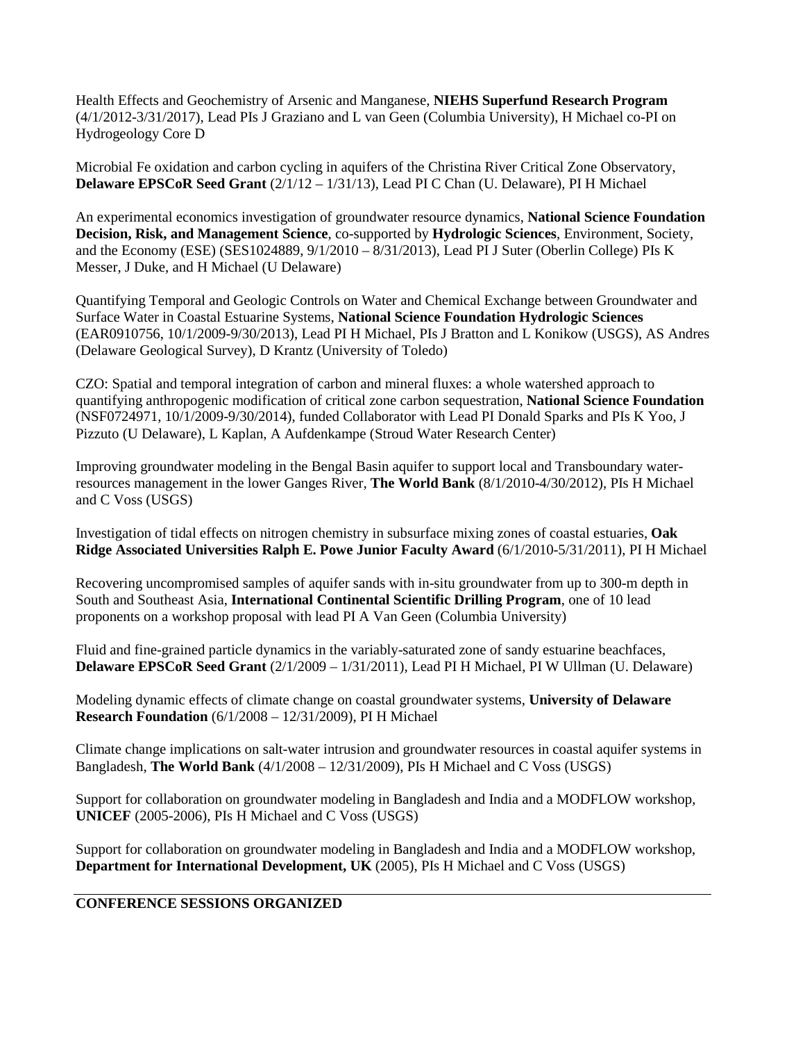Health Effects and Geochemistry of Arsenic and Manganese, **NIEHS Superfund Research Program** (4/1/2012-3/31/2017), Lead PIs J Graziano and L van Geen (Columbia University), H Michael co-PI on Hydrogeology Core D

Microbial Fe oxidation and carbon cycling in aquifers of the Christina River Critical Zone Observatory, **Delaware EPSCoR Seed Grant** (2/1/12 – 1/31/13), Lead PI C Chan (U. Delaware), PI H Michael

An experimental economics investigation of groundwater resource dynamics, **National Science Foundation Decision, Risk, and Management Science**, co-supported by **Hydrologic Sciences**, Environment, Society, and the Economy (ESE) (SES1024889, 9/1/2010 – 8/31/2013), Lead PI J Suter (Oberlin College) PIs K Messer, J Duke, and H Michael (U Delaware)

Quantifying Temporal and Geologic Controls on Water and Chemical Exchange between Groundwater and Surface Water in Coastal Estuarine Systems, **National Science Foundation Hydrologic Sciences** (EAR0910756, 10/1/2009-9/30/2013), Lead PI H Michael, PIs J Bratton and L Konikow (USGS), AS Andres (Delaware Geological Survey), D Krantz (University of Toledo)

CZO: Spatial and temporal integration of carbon and mineral fluxes: a whole watershed approach to quantifying anthropogenic modification of critical zone carbon sequestration, **National Science Foundation** (NSF0724971, 10/1/2009-9/30/2014), funded Collaborator with Lead PI Donald Sparks and PIs K Yoo, J Pizzuto (U Delaware), L Kaplan, A Aufdenkampe (Stroud Water Research Center)

Improving groundwater modeling in the Bengal Basin aquifer to support local and Transboundary water-resources management in the lower Ganges River, **The World Bank** (8/1/2010-4/30/2012), PIs H Michael and C Voss (USGS)

Investigation of tidal effects on nitrogen chemistry in subsurface mixing zones of coastal estuaries, **Oak Ridge Associated Universities Ralph E. Powe Junior Faculty Award** (6/1/2010-5/31/2011), PI H Michael

Recovering uncompromised samples of aquifer sands with in-situ groundwater from up to 300-m depth in South and Southeast Asia, **International Continental Scientific Drilling Program**, one of 10 lead proponents on a workshop proposal with lead PI A Van Geen (Columbia University)

Fluid and fine-grained particle dynamics in the variably-saturated zone of sandy estuarine beachfaces, **Delaware EPSCoR Seed Grant** (2/1/2009 – 1/31/2011), Lead PI H Michael, PI W Ullman (U. Delaware)

Modeling dynamic effects of climate change on coastal groundwater systems, **University of Delaware Research Foundation** (6/1/2008 – 12/31/2009), PI H Michael

Climate change implications on salt-water intrusion and groundwater resources in coastal aquifer systems in Bangladesh, **The World Bank** (4/1/2008 – 12/31/2009), PIs H Michael and C Voss (USGS)

Support for collaboration on groundwater modeling in Bangladesh and India and a MODFLOW workshop, **UNICEF** (2005-2006), PIs H Michael and C Voss (USGS)

Support for collaboration on groundwater modeling in Bangladesh and India and a MODFLOW workshop, **Department for International Development, UK** (2005), PIs H Michael and C Voss (USGS)

## CONFERENCE SESSIONS ORGANIZED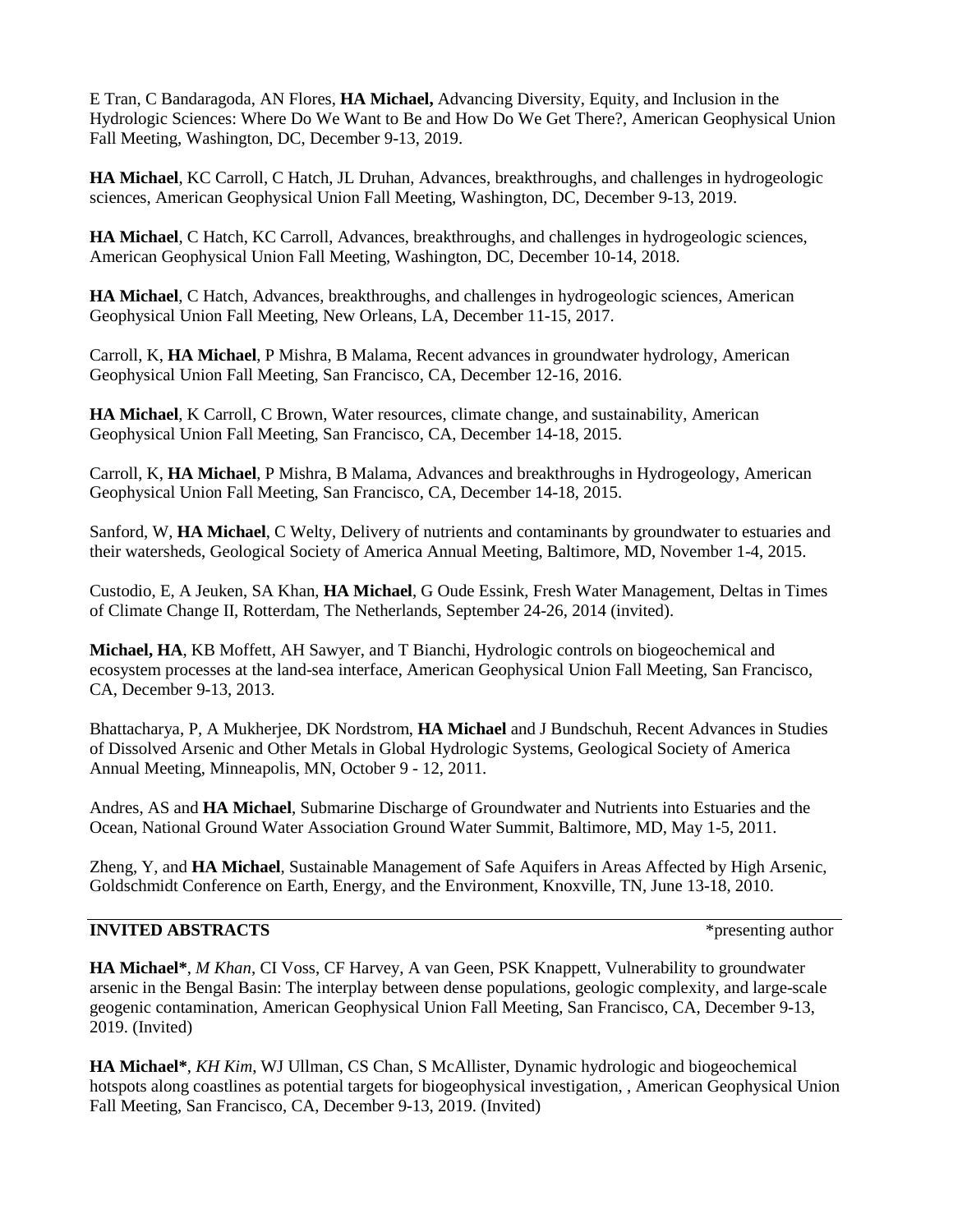E Tran, C Bandaragoda, AN Flores, **HA Michael,** Advancing Diversity, Equity, and Inclusion in the Hydrologic Sciences: Where Do We Want to Be and How Do We Get There?, American Geophysical Union Fall Meeting, Washington, DC, December 9-13, 2019.

**HA Michael**, KC Carroll, C Hatch, JL Druhan, Advances, breakthroughs, and challenges in hydrogeologic sciences, American Geophysical Union Fall Meeting, Washington, DC, December 9-13, 2019.

**HA Michael**, C Hatch, KC Carroll, Advances, breakthroughs, and challenges in hydrogeologic sciences, American Geophysical Union Fall Meeting, Washington, DC, December 10-14, 2018.

**HA Michael**, C Hatch, Advances, breakthroughs, and challenges in hydrogeologic sciences, American Geophysical Union Fall Meeting, New Orleans, LA, December 11-15, 2017.

Carroll, K, **HA Michael**, P Mishra, B Malama, Recent advances in groundwater hydrology, American Geophysical Union Fall Meeting, San Francisco, CA, December 12-16, 2016.

**HA Michael**, K Carroll, C Brown, Water resources, climate change, and sustainability, American Geophysical Union Fall Meeting, San Francisco, CA, December 14-18, 2015.

Carroll, K, **HA Michael**, P Mishra, B Malama, Advances and breakthroughs in Hydrogeology, American Geophysical Union Fall Meeting, San Francisco, CA, December 14-18, 2015.

Sanford, W, **HA Michael**, C Welty, Delivery of nutrients and contaminants by groundwater to estuaries and their watersheds, Geological Society of America Annual Meeting, Baltimore, MD, November 1-4, 2015.

Custodio, E, A Jeuken, SA Khan, **HA Michael**, G Oude Essink, Fresh Water Management, Deltas in Times of Climate Change II, Rotterdam, The Netherlands, September 24-26, 2014 (invited).

**Michael, HA**, KB Moffett, AH Sawyer, and T Bianchi, Hydrologic controls on biogeochemical and ecosystem processes at the land-sea interface, American Geophysical Union Fall Meeting, San Francisco, CA, December 9-13, 2013.

Bhattacharya, P, A Mukherjee, DK Nordstrom, **HA Michael** and J Bundschuh, Recent Advances in Studies of Dissolved Arsenic and Other Metals in Global Hydrologic Systems, Geological Society of America Annual Meeting, Minneapolis, MN, October 9 - 12, 2011.

Andres, AS and **HA Michael**, Submarine Discharge of Groundwater and Nutrients into Estuaries and the Ocean, National Ground Water Association Ground Water Summit, Baltimore, MD, May 1-5, 2011.

Zheng, Y, and **HA Michael**, Sustainable Management of Safe Aquifers in Areas Affected by High Arsenic, Goldschmidt Conference on Earth, Energy, and the Environment, Knoxville, TN, June 13-18, 2010.

## INVITED ABSTRACTS

*presenting author

**HA Michael***, *M Khan*, CI Voss, CF Harvey, A van Geen, PSK Knappett, Vulnerability to groundwater arsenic in the Bengal Basin: The interplay between dense populations, geologic complexity, and large-scale geogenic contamination, American Geophysical Union Fall Meeting, San Francisco, CA, December 9-13, 2019. (Invited)

**HA Michael***, *KH Kim*, WJ Ullman, CS Chan, S McAllister, Dynamic hydrologic and biogeochemical hotspots along coastlines as potential targets for biogeophysical investigation, , American Geophysical Union Fall Meeting, San Francisco, CA, December 9-13, 2019. (Invited)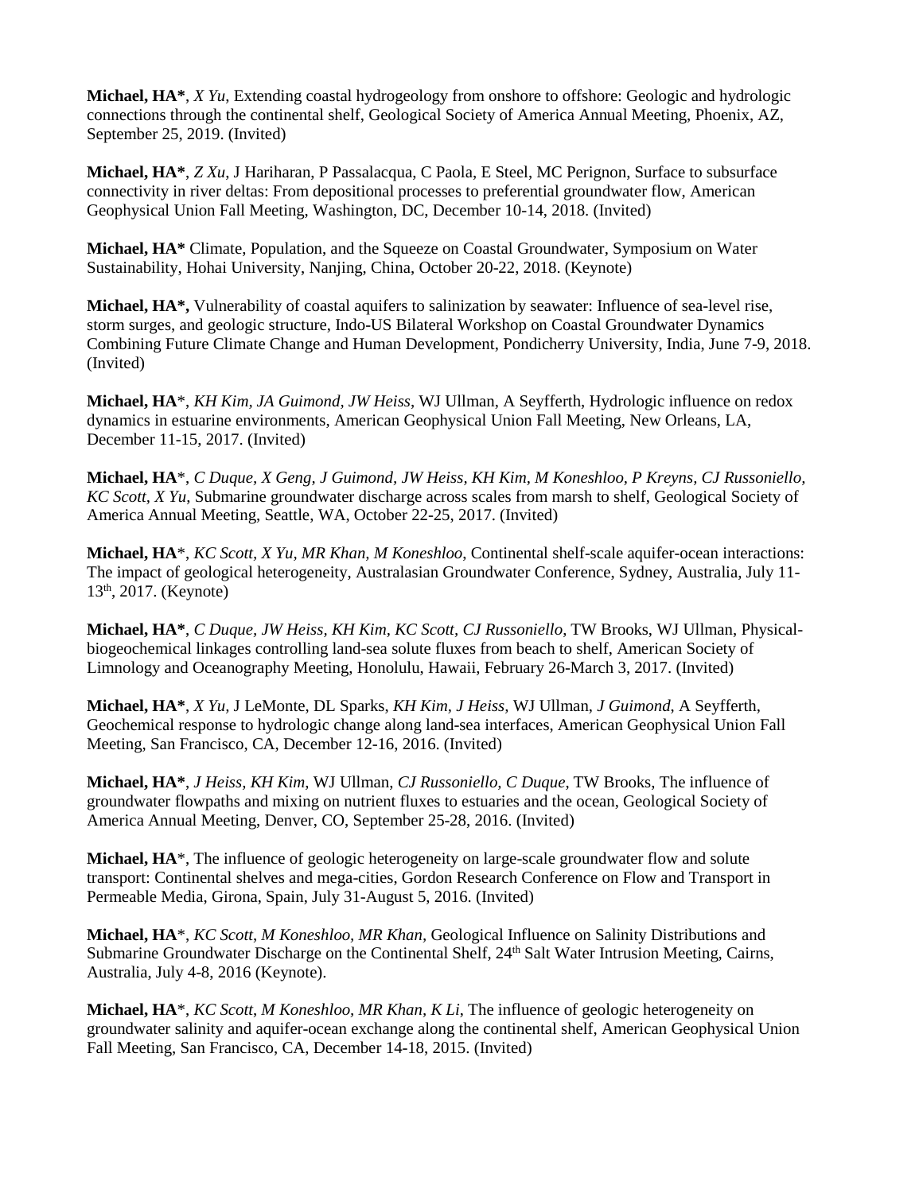**Michael, HA***, *X Yu*, Extending coastal hydrogeology from onshore to offshore: Geologic and hydrologic connections through the continental shelf, Geological Society of America Annual Meeting, Phoenix, AZ, September 25, 2019. (Invited)

**Michael, HA***, *Z Xu*, J Hariharan, P Passalacqua, C Paola, E Steel, MC Perignon, Surface to subsurface connectivity in river deltas: From depositional processes to preferential groundwater flow, American Geophysical Union Fall Meeting, Washington, DC, December 10-14, 2018. (Invited)

**Michael, HA*** Climate, Population, and the Squeeze on Coastal Groundwater, Symposium on Water Sustainability, Hohai University, Nanjing, China, October 20-22, 2018. (Keynote)

**Michael, HA*,** Vulnerability of coastal aquifers to salinization by seawater: Influence of sea-level rise, storm surges, and geologic structure, Indo-US Bilateral Workshop on Coastal Groundwater Dynamics Combining Future Climate Change and Human Development, Pondicherry University, India, June 7-9, 2018. (Invited)

**Michael, HA***, *KH Kim, JA Guimond, JW Heiss*, WJ Ullman, A Seyfferth, Hydrologic influence on redox dynamics in estuarine environments, American Geophysical Union Fall Meeting, New Orleans, LA, December 11-15, 2017. (Invited)

**Michael, HA***, *C Duque, X Geng, J Guimond, JW Heiss, KH Kim, M Koneshloo, P Kreyns, CJ Russoniello, KC Scott, X Yu*, Submarine groundwater discharge across scales from marsh to shelf, Geological Society of America Annual Meeting, Seattle, WA, October 22-25, 2017. (Invited)

**Michael, HA***, *KC Scott, X Yu, MR Khan, M Koneshloo*, Continental shelf-scale aquifer-ocean interactions: The impact of geological heterogeneity, Australasian Groundwater Conference, Sydney, Australia, July 11-13th, 2017. (Keynote)

**Michael, HA***, *C Duque, JW Heiss, KH Kim, KC Scott, CJ Russoniello*, TW Brooks, WJ Ullman, Physical-biogeochemical linkages controlling land-sea solute fluxes from beach to shelf, American Society of Limnology and Oceanography Meeting, Honolulu, Hawaii, February 26-March 3, 2017. (Invited)

**Michael, HA***, *X Yu*, J LeMonte, DL Sparks, *KH Kim, J Heiss*, WJ Ullman, *J Guimond*, A Seyfferth, Geochemical response to hydrologic change along land-sea interfaces, American Geophysical Union Fall Meeting, San Francisco, CA, December 12-16, 2016. (Invited)

**Michael, HA***, *J Heiss, KH Kim*, WJ Ullman, *CJ Russoniello, C Duque*, TW Brooks, The influence of groundwater flowpaths and mixing on nutrient fluxes to estuaries and the ocean, Geological Society of America Annual Meeting, Denver, CO, September 25-28, 2016. (Invited)

**Michael, HA***, The influence of geologic heterogeneity on large-scale groundwater flow and solute transport: Continental shelves and mega-cities, Gordon Research Conference on Flow and Transport in Permeable Media, Girona, Spain, July 31-August 5, 2016. (Invited)

**Michael, HA***, *KC Scott, M Koneshloo, MR Khan*, Geological Influence on Salinity Distributions and Submarine Groundwater Discharge on the Continental Shelf, 24th Salt Water Intrusion Meeting, Cairns, Australia, July 4-8, 2016 (Keynote).

**Michael, HA***, *KC Scott, M Koneshloo, MR Khan, K Li*, The influence of geologic heterogeneity on groundwater salinity and aquifer-ocean exchange along the continental shelf, American Geophysical Union Fall Meeting, San Francisco, CA, December 14-18, 2015. (Invited)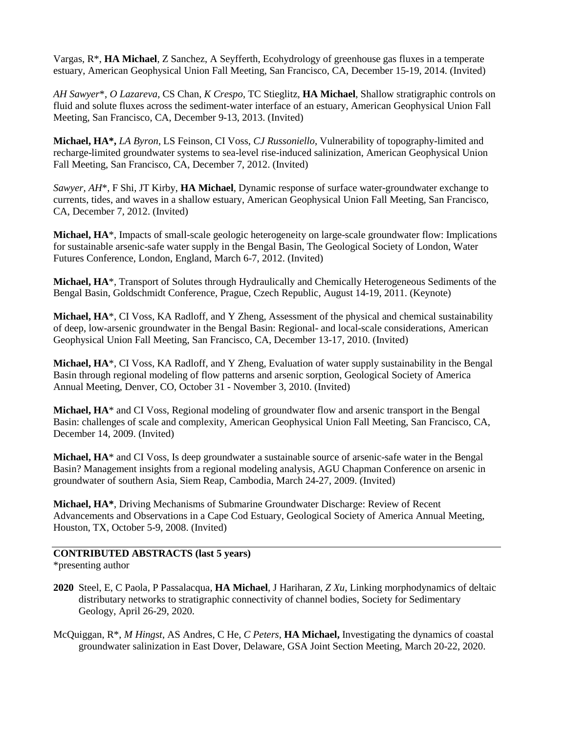Vargas, R*, **HA Michael**, Z Sanchez, A Seyfferth, Ecohydrology of greenhouse gas fluxes in a temperate estuary, American Geophysical Union Fall Meeting, San Francisco, CA, December 15-19, 2014. (Invited)

*AH Sawyer*\*, *O Lazareva*, CS Chan, *K Crespo*, TC Stieglitz, **HA Michael**, Shallow stratigraphic controls on fluid and solute fluxes across the sediment-water interface of an estuary, American Geophysical Union Fall Meeting, San Francisco, CA, December 9-13, 2013. (Invited)

**Michael, HA\*,** *LA Byron*, LS Feinson, CI Voss, *CJ Russoniello*, Vulnerability of topography-limited and recharge-limited groundwater systems to sea-level rise-induced salinization, American Geophysical Union Fall Meeting, San Francisco, CA, December 7, 2012. (Invited)

*Sawyer, AH*\*, F Shi, JT Kirby, **HA Michael**, Dynamic response of surface water-groundwater exchange to currents, tides, and waves in a shallow estuary, American Geophysical Union Fall Meeting, San Francisco, CA, December 7, 2012. (Invited)

**Michael, HA**\*, Impacts of small-scale geologic heterogeneity on large-scale groundwater flow: Implications for sustainable arsenic-safe water supply in the Bengal Basin, The Geological Society of London, Water Futures Conference, London, England, March 6-7, 2012. (Invited)

**Michael, HA**\*, Transport of Solutes through Hydraulically and Chemically Heterogeneous Sediments of the Bengal Basin, Goldschmidt Conference, Prague, Czech Republic, August 14-19, 2011. (Keynote)

**Michael, HA**\*, CI Voss, KA Radloff, and Y Zheng, Assessment of the physical and chemical sustainability of deep, low-arsenic groundwater in the Bengal Basin: Regional- and local-scale considerations, American Geophysical Union Fall Meeting, San Francisco, CA, December 13-17, 2010. (Invited)

**Michael, HA**\*, CI Voss, KA Radloff, and Y Zheng, Evaluation of water supply sustainability in the Bengal Basin through regional modeling of flow patterns and arsenic sorption, Geological Society of America Annual Meeting, Denver, CO, October 31 - November 3, 2010. (Invited)

**Michael, HA**\* and CI Voss, Regional modeling of groundwater flow and arsenic transport in the Bengal Basin: challenges of scale and complexity, American Geophysical Union Fall Meeting, San Francisco, CA, December 14, 2009. (Invited)

**Michael, HA**\* and CI Voss, Is deep groundwater a sustainable source of arsenic-safe water in the Bengal Basin? Management insights from a regional modeling analysis, AGU Chapman Conference on arsenic in groundwater of southern Asia, Siem Reap, Cambodia, March 24-27, 2009. (Invited)

**Michael, HA\***, Driving Mechanisms of Submarine Groundwater Discharge: Review of Recent Advancements and Observations in a Cape Cod Estuary, Geological Society of America Annual Meeting, Houston, TX, October 5-9, 2008. (Invited)

## CONTRIBUTED ABSTRACTS (last 5 years)

\*presenting author

**2020** Steel, E, C Paola, P Passalacqua, **HA Michael**, J Hariharan, *Z Xu*, Linking morphodynamics of deltaic distributary networks to stratigraphic connectivity of channel bodies, Society for Sedimentary Geology, April 26-29, 2020.

McQuiggan, R\*, *M Hingst*, AS Andres, C He, *C Peters*, **HA Michael,** Investigating the dynamics of coastal groundwater salinization in East Dover, Delaware, GSA Joint Section Meeting, March 20-22, 2020.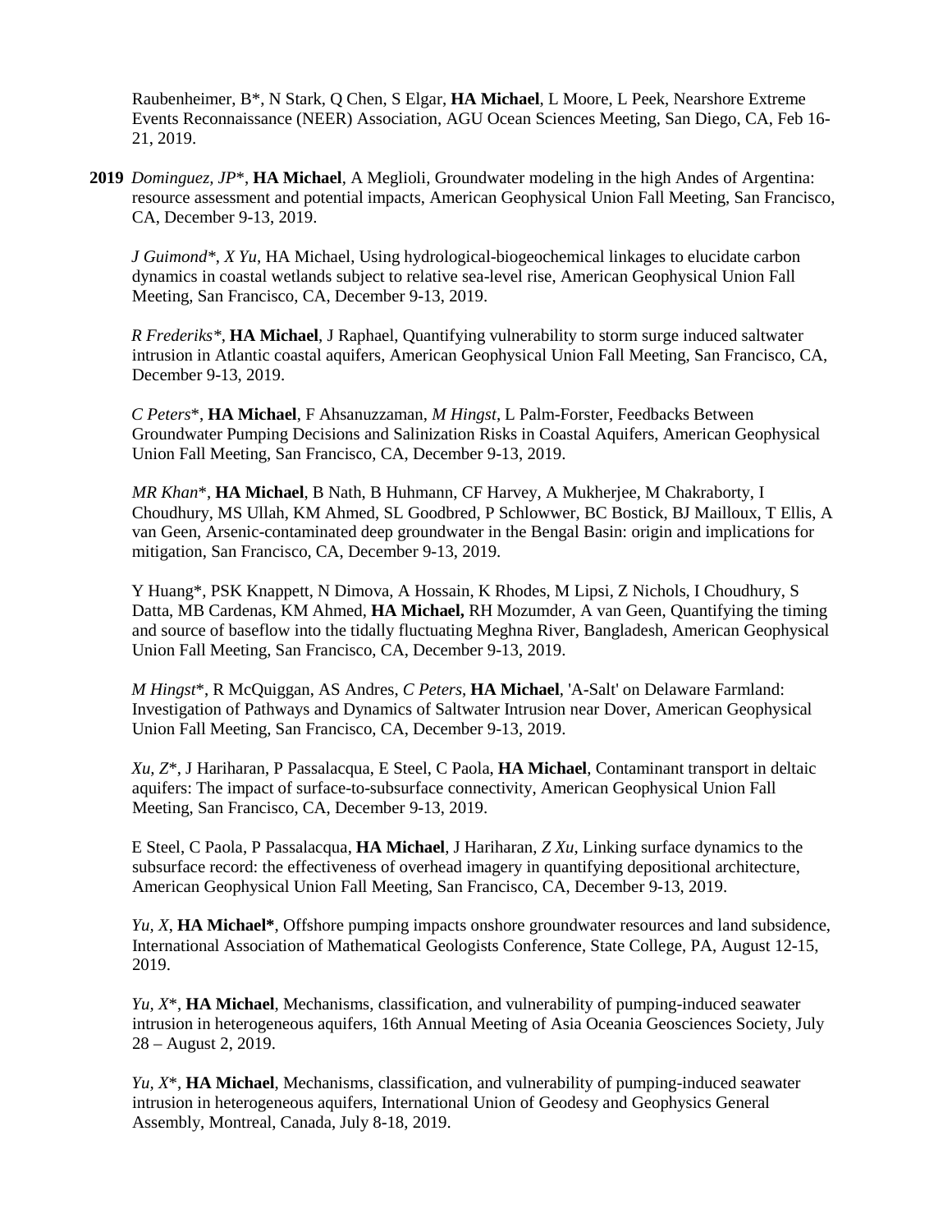Raubenheimer, B*, N Stark, Q Chen, S Elgar, **HA Michael**, L Moore, L Peek, Nearshore Extreme Events Reconnaissance (NEER) Association, AGU Ocean Sciences Meeting, San Diego, CA, Feb 16-21, 2019.

**2019** *Dominguez, JP**, **HA Michael**, A Meglioli, Groundwater modeling in the high Andes of Argentina: resource assessment and potential impacts, American Geophysical Union Fall Meeting, San Francisco, CA, December 9-13, 2019.

*J Guimond**, *X Yu*, HA Michael, Using hydrological-biogeochemical linkages to elucidate carbon dynamics in coastal wetlands subject to relative sea-level rise, American Geophysical Union Fall Meeting, San Francisco, CA, December 9-13, 2019.

*R Frederiks**, **HA Michael**, J Raphael, Quantifying vulnerability to storm surge induced saltwater intrusion in Atlantic coastal aquifers, American Geophysical Union Fall Meeting, San Francisco, CA, December 9-13, 2019.

*C Peters**, **HA Michael**, F Ahsanuzzaman, *M Hingst*, L Palm-Forster, Feedbacks Between Groundwater Pumping Decisions and Salinization Risks in Coastal Aquifers, American Geophysical Union Fall Meeting, San Francisco, CA, December 9-13, 2019.

*MR Khan**, **HA Michael**, B Nath, B Huhmann, CF Harvey, A Mukherjee, M Chakraborty, I Choudhury, MS Ullah, KM Ahmed, SL Goodbred, P Schlowwer, BC Bostick, BJ Mailloux, T Ellis, A van Geen, Arsenic-contaminated deep groundwater in the Bengal Basin: origin and implications for mitigation, San Francisco, CA, December 9-13, 2019.

Y Huang*, PSK Knappett, N Dimova, A Hossain, K Rhodes, M Lipsi, Z Nichols, I Choudhury, S Datta, MB Cardenas, KM Ahmed, **HA Michael,** RH Mozumder, A van Geen, Quantifying the timing and source of baseflow into the tidally fluctuating Meghna River, Bangladesh, American Geophysical Union Fall Meeting, San Francisco, CA, December 9-13, 2019.

*M Hingst**, R McQuiggan, AS Andres, *C Peters*, **HA Michael**, 'A-Salt' on Delaware Farmland: Investigation of Pathways and Dynamics of Saltwater Intrusion near Dover, American Geophysical Union Fall Meeting, San Francisco, CA, December 9-13, 2019.

*Xu, Z**, J Hariharan, P Passalacqua, E Steel, C Paola, **HA Michael**, Contaminant transport in deltaic aquifers: The impact of surface-to-subsurface connectivity, American Geophysical Union Fall Meeting, San Francisco, CA, December 9-13, 2019.

E Steel, C Paola, P Passalacqua, **HA Michael**, J Hariharan, *Z Xu*, Linking surface dynamics to the subsurface record: the effectiveness of overhead imagery in quantifying depositional architecture, American Geophysical Union Fall Meeting, San Francisco, CA, December 9-13, 2019.

*Yu, X*, **HA Michael***, Offshore pumping impacts onshore groundwater resources and land subsidence, International Association of Mathematical Geologists Conference, State College, PA, August 12-15, 2019.

*Yu, X**, **HA Michael**, Mechanisms, classification, and vulnerability of pumping-induced seawater intrusion in heterogeneous aquifers, 16th Annual Meeting of Asia Oceania Geosciences Society, July 28 – August 2, 2019.

*Yu, X**, **HA Michael**, Mechanisms, classification, and vulnerability of pumping-induced seawater intrusion in heterogeneous aquifers, International Union of Geodesy and Geophysics General Assembly, Montreal, Canada, July 8-18, 2019.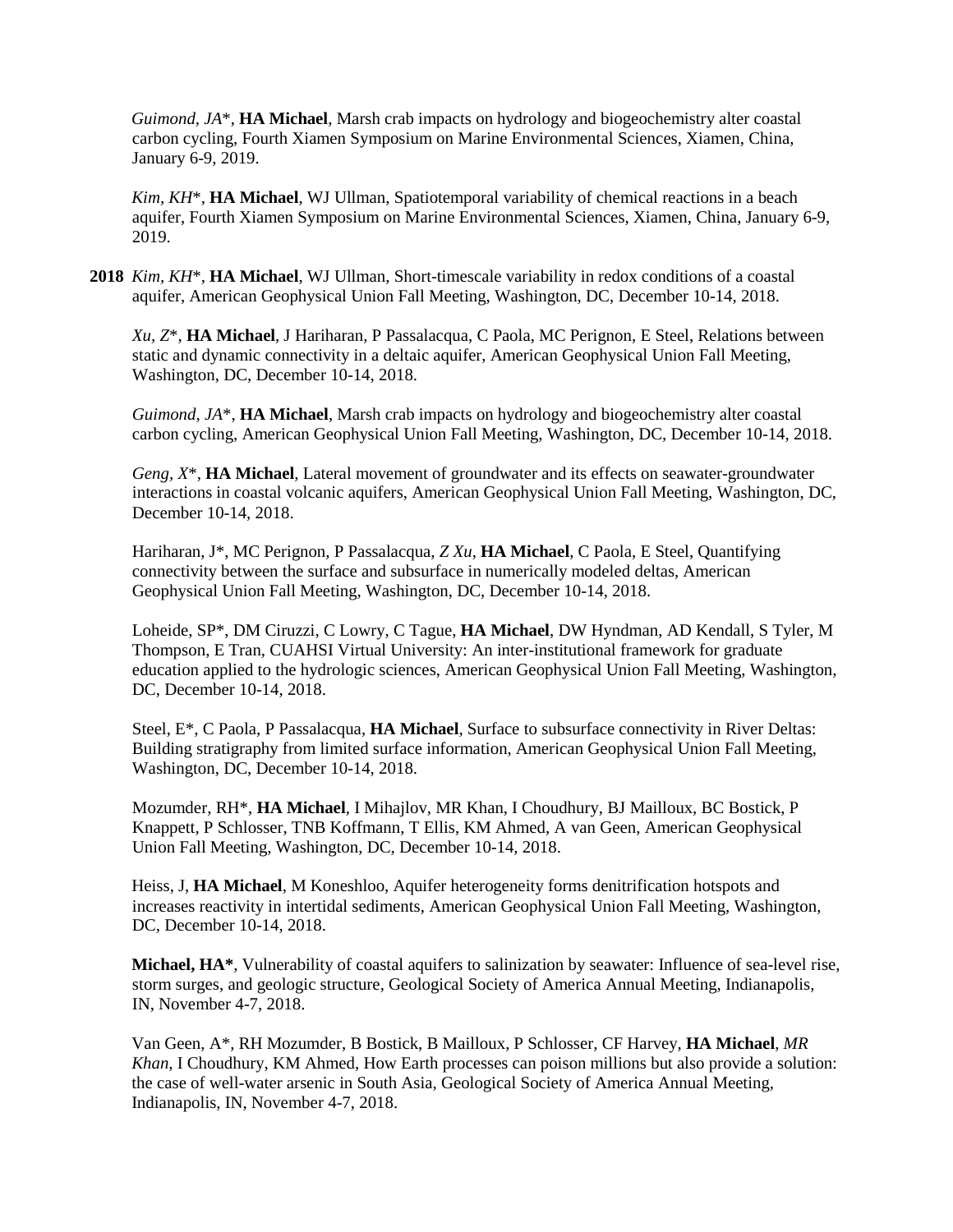*Guimond, JA*\*, **HA Michael**, Marsh crab impacts on hydrology and biogeochemistry alter coastal carbon cycling, Fourth Xiamen Symposium on Marine Environmental Sciences, Xiamen, China, January 6-9, 2019.

*Kim, KH*\*, **HA Michael**, WJ Ullman, Spatiotemporal variability of chemical reactions in a beach aquifer, Fourth Xiamen Symposium on Marine Environmental Sciences, Xiamen, China, January 6-9, 2019.

**2018** *Kim, KH*\*, **HA Michael**, WJ Ullman, Short-timescale variability in redox conditions of a coastal aquifer, American Geophysical Union Fall Meeting, Washington, DC, December 10-14, 2018.

*Xu, Z*\*, **HA Michael**, J Hariharan, P Passalacqua, C Paola, MC Perignon, E Steel, Relations between static and dynamic connectivity in a deltaic aquifer, American Geophysical Union Fall Meeting, Washington, DC, December 10-14, 2018.

*Guimond, JA*\*, **HA Michael**, Marsh crab impacts on hydrology and biogeochemistry alter coastal carbon cycling, American Geophysical Union Fall Meeting, Washington, DC, December 10-14, 2018.

*Geng, X*\*, **HA Michael**, Lateral movement of groundwater and its effects on seawater-groundwater interactions in coastal volcanic aquifers, American Geophysical Union Fall Meeting, Washington, DC, December 10-14, 2018.

Hariharan, J\*, MC Perignon, P Passalacqua, *Z Xu*, **HA Michael**, C Paola, E Steel, Quantifying connectivity between the surface and subsurface in numerically modeled deltas, American Geophysical Union Fall Meeting, Washington, DC, December 10-14, 2018.

Loheide, SP\*, DM Ciruzzi, C Lowry, C Tague, **HA Michael**, DW Hyndman, AD Kendall, S Tyler, M Thompson, E Tran, CUAHSI Virtual University: An inter-institutional framework for graduate education applied to the hydrologic sciences, American Geophysical Union Fall Meeting, Washington, DC, December 10-14, 2018.

Steel, E\*, C Paola, P Passalacqua, **HA Michael**, Surface to subsurface connectivity in River Deltas: Building stratigraphy from limited surface information, American Geophysical Union Fall Meeting, Washington, DC, December 10-14, 2018.

Mozumder, RH\*, **HA Michael**, I Mihajlov, MR Khan, I Choudhury, BJ Mailloux, BC Bostick, P Knappett, P Schlosser, TNB Koffmann, T Ellis, KM Ahmed, A van Geen, American Geophysical Union Fall Meeting, Washington, DC, December 10-14, 2018.

Heiss, J, **HA Michael**, M Koneshloo, Aquifer heterogeneity forms denitrification hotspots and increases reactivity in intertidal sediments, American Geophysical Union Fall Meeting, Washington, DC, December 10-14, 2018.

**Michael, HA\***, Vulnerability of coastal aquifers to salinization by seawater: Influence of sea-level rise, storm surges, and geologic structure, Geological Society of America Annual Meeting, Indianapolis, IN, November 4-7, 2018.

Van Geen, A\*, RH Mozumder, B Bostick, B Mailloux, P Schlosser, CF Harvey, **HA Michael**, *MR Khan*, I Choudhury, KM Ahmed, How Earth processes can poison millions but also provide a solution: the case of well-water arsenic in South Asia, Geological Society of America Annual Meeting, Indianapolis, IN, November 4-7, 2018.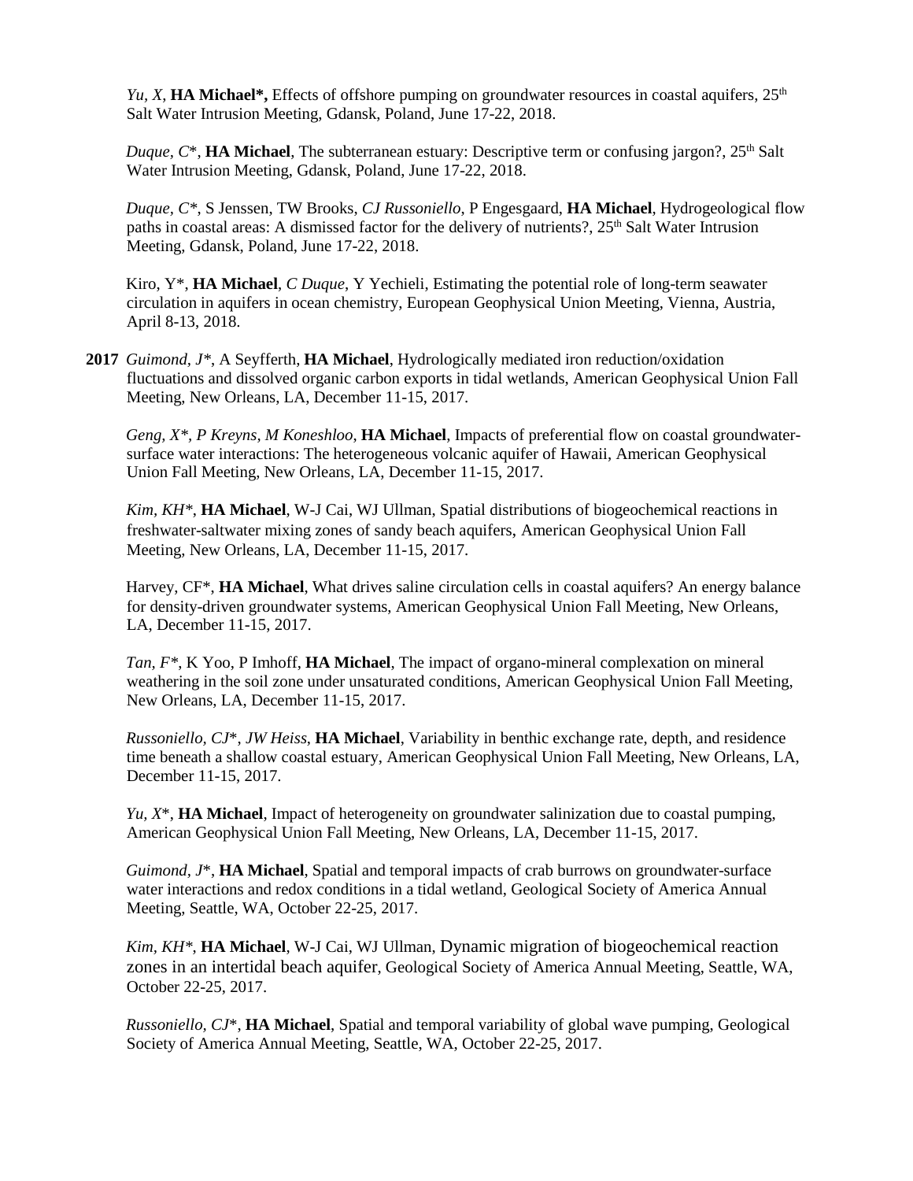*Yu, X*, **HA Michael\*,** Effects of offshore pumping on groundwater resources in coastal aquifers, 25th Salt Water Intrusion Meeting, Gdansk, Poland, June 17-22, 2018.

*Duque, C*\*, **HA Michael**, The subterranean estuary: Descriptive term or confusing jargon?, 25th Salt Water Intrusion Meeting, Gdansk, Poland, June 17-22, 2018.

*Duque, C*\*, S Jenssen, TW Brooks, *CJ Russoniello*, P Engesgaard, **HA Michael**, Hydrogeological flow paths in coastal areas: A dismissed factor for the delivery of nutrients?, 25th Salt Water Intrusion Meeting, Gdansk, Poland, June 17-22, 2018.

Kiro, Y\*, **HA Michael**, *C Duque*, Y Yechieli, Estimating the potential role of long-term seawater circulation in aquifers in ocean chemistry, European Geophysical Union Meeting, Vienna, Austria, April 8-13, 2018.

**2017** *Guimond, J\**, A Seyfferth, **HA Michael**, Hydrologically mediated iron reduction/oxidation fluctuations and dissolved organic carbon exports in tidal wetlands, American Geophysical Union Fall Meeting, New Orleans, LA, December 11-15, 2017.

*Geng, X\*, P Kreyns, M Koneshloo*, **HA Michael**, Impacts of preferential flow on coastal groundwater-surface water interactions: The heterogeneous volcanic aquifer of Hawaii, American Geophysical Union Fall Meeting, New Orleans, LA, December 11-15, 2017.

*Kim, KH*\*, **HA Michael**, W-J Cai, WJ Ullman, Spatial distributions of biogeochemical reactions in freshwater-saltwater mixing zones of sandy beach aquifers, American Geophysical Union Fall Meeting, New Orleans, LA, December 11-15, 2017.

Harvey, CF\*, **HA Michael**, What drives saline circulation cells in coastal aquifers? An energy balance for density-driven groundwater systems, American Geophysical Union Fall Meeting, New Orleans, LA, December 11-15, 2017.

*Tan, F\**, K Yoo, P Imhoff, **HA Michael**, The impact of organo-mineral complexation on mineral weathering in the soil zone under unsaturated conditions, American Geophysical Union Fall Meeting, New Orleans, LA, December 11-15, 2017.

*Russoniello, CJ*\*, *JW Heiss*, **HA Michael**, Variability in benthic exchange rate, depth, and residence time beneath a shallow coastal estuary, American Geophysical Union Fall Meeting, New Orleans, LA, December 11-15, 2017.

*Yu, X*\*, **HA Michael**, Impact of heterogeneity on groundwater salinization due to coastal pumping, American Geophysical Union Fall Meeting, New Orleans, LA, December 11-15, 2017.

*Guimond, J*\*, **HA Michael**, Spatial and temporal impacts of crab burrows on groundwater-surface water interactions and redox conditions in a tidal wetland, Geological Society of America Annual Meeting, Seattle, WA, October 22-25, 2017.

*Kim, KH*\*, **HA Michael**, W-J Cai, WJ Ullman, Dynamic migration of biogeochemical reaction zones in an intertidal beach aquifer, Geological Society of America Annual Meeting, Seattle, WA, October 22-25, 2017.

*Russoniello, CJ*\*, **HA Michael**, Spatial and temporal variability of global wave pumping, Geological Society of America Annual Meeting, Seattle, WA, October 22-25, 2017.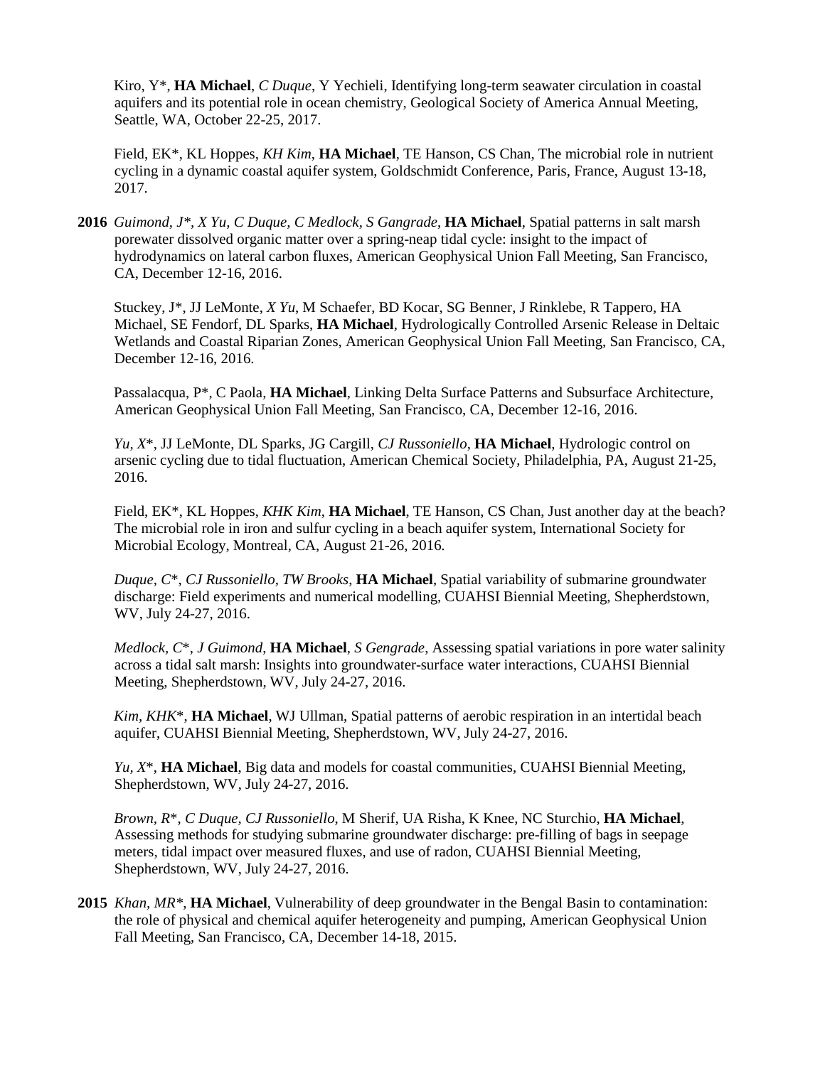Kiro, Y*, **HA Michael**, *C Duque*, Y Yechieli, Identifying long-term seawater circulation in coastal aquifers and its potential role in ocean chemistry, Geological Society of America Annual Meeting, Seattle, WA, October 22-25, 2017.

Field, EK*, KL Hoppes, *KH Kim*, **HA Michael**, TE Hanson, CS Chan, The microbial role in nutrient cycling in a dynamic coastal aquifer system, Goldschmidt Conference, Paris, France, August 13-18, 2017.

**2016** *Guimond, J*, X Yu*, *C Duque*, *C Medlock*, *S Gangrade*, **HA Michael**, Spatial patterns in salt marsh porewater dissolved organic matter over a spring-neap tidal cycle: insight to the impact of hydrodynamics on lateral carbon fluxes, American Geophysical Union Fall Meeting, San Francisco, CA, December 12-16, 2016.

Stuckey, J*, JJ LeMonte, *X Yu*, M Schaefer, BD Kocar, SG Benner, J Rinklebe, R Tappero, HA Michael, SE Fendorf, DL Sparks, **HA Michael**, Hydrologically Controlled Arsenic Release in Deltaic Wetlands and Coastal Riparian Zones, American Geophysical Union Fall Meeting, San Francisco, CA, December 12-16, 2016.

Passalacqua, P*, C Paola, **HA Michael**, Linking Delta Surface Patterns and Subsurface Architecture, American Geophysical Union Fall Meeting, San Francisco, CA, December 12-16, 2016.

*Yu, X**, JJ LeMonte, DL Sparks, JG Cargill, *CJ Russoniello*, **HA Michael**, Hydrologic control on arsenic cycling due to tidal fluctuation, American Chemical Society, Philadelphia, PA, August 21-25, 2016.

Field, EK*, KL Hoppes, *KHK Kim*, **HA Michael**, TE Hanson, CS Chan, Just another day at the beach? The microbial role in iron and sulfur cycling in a beach aquifer system, International Society for Microbial Ecology, Montreal, CA, August 21-26, 2016.

*Duque, C**, *CJ Russoniello*, *TW Brooks*, **HA Michael**, Spatial variability of submarine groundwater discharge: Field experiments and numerical modelling, CUAHSI Biennial Meeting, Shepherdstown, WV, July 24-27, 2016.

*Medlock, C**, *J Guimond*, **HA Michael**, *S Gengrade*, Assessing spatial variations in pore water salinity across a tidal salt marsh: Insights into groundwater-surface water interactions, CUAHSI Biennial Meeting, Shepherdstown, WV, July 24-27, 2016.

*Kim, KHK**, **HA Michael**, WJ Ullman, Spatial patterns of aerobic respiration in an intertidal beach aquifer, CUAHSI Biennial Meeting, Shepherdstown, WV, July 24-27, 2016.

*Yu, X**, **HA Michael**, Big data and models for coastal communities, CUAHSI Biennial Meeting, Shepherdstown, WV, July 24-27, 2016.

*Brown, R**, *C Duque*, *CJ Russoniello*, M Sherif, UA Risha, K Knee, NC Sturchio, **HA Michael**, Assessing methods for studying submarine groundwater discharge: pre-filling of bags in seepage meters, tidal impact over measured fluxes, and use of radon, CUAHSI Biennial Meeting, Shepherdstown, WV, July 24-27, 2016.

**2015** *Khan, MR**, **HA Michael**, Vulnerability of deep groundwater in the Bengal Basin to contamination: the role of physical and chemical aquifer heterogeneity and pumping, American Geophysical Union Fall Meeting, San Francisco, CA, December 14-18, 2015.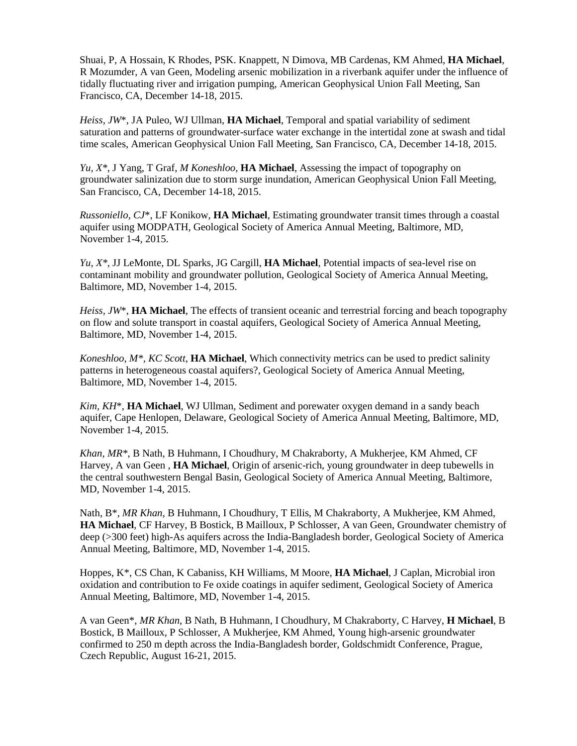Shuai, P, A Hossain, K Rhodes, PSK. Knappett, N Dimova, MB Cardenas, KM Ahmed, **HA Michael**, R Mozumder, A van Geen, Modeling arsenic mobilization in a riverbank aquifer under the influence of tidally fluctuating river and irrigation pumping, American Geophysical Union Fall Meeting, San Francisco, CA, December 14-18, 2015.

*Heiss, JW*\*, JA Puleo, WJ Ullman, **HA Michael**, Temporal and spatial variability of sediment saturation and patterns of groundwater-surface water exchange in the intertidal zone at swash and tidal time scales, American Geophysical Union Fall Meeting, San Francisco, CA, December 14-18, 2015.

*Yu, X\**, J Yang, T Graf, *M Koneshloo*, **HA Michael**, Assessing the impact of topography on groundwater salinization due to storm surge inundation, American Geophysical Union Fall Meeting, San Francisco, CA, December 14-18, 2015.

*Russoniello, CJ*\*, LF Konikow, **HA Michael**, Estimating groundwater transit times through a coastal aquifer using MODPATH, Geological Society of America Annual Meeting, Baltimore, MD, November 1-4, 2015.

*Yu, X\**, JJ LeMonte, DL Sparks, JG Cargill, **HA Michael**, Potential impacts of sea-level rise on contaminant mobility and groundwater pollution, Geological Society of America Annual Meeting, Baltimore, MD, November 1-4, 2015.

*Heiss, JW*\*, **HA Michael**, The effects of transient oceanic and terrestrial forcing and beach topography on flow and solute transport in coastal aquifers, Geological Society of America Annual Meeting, Baltimore, MD, November 1-4, 2015.

*Koneshloo, M\**, *KC Scott*, **HA Michael**, Which connectivity metrics can be used to predict salinity patterns in heterogeneous coastal aquifers?, Geological Society of America Annual Meeting, Baltimore, MD, November 1-4, 2015.

*Kim, KH*\*, **HA Michael**, WJ Ullman, Sediment and porewater oxygen demand in a sandy beach aquifer, Cape Henlopen, Delaware, Geological Society of America Annual Meeting, Baltimore, MD, November 1-4, 2015.

*Khan, MR\**, B Nath, B Huhmann, I Choudhury, M Chakraborty, A Mukherjee, KM Ahmed, CF Harvey, A van Geen , **HA Michael**, Origin of arsenic-rich, young groundwater in deep tubewells in the central southwestern Bengal Basin, Geological Society of America Annual Meeting, Baltimore, MD, November 1-4, 2015.

Nath, B\*, *MR Khan*, B Huhmann, I Choudhury, T Ellis, M Chakraborty, A Mukherjee, KM Ahmed, **HA Michael**, CF Harvey, B Bostick, B Mailloux, P Schlosser, A van Geen, Groundwater chemistry of deep (>300 feet) high-As aquifers across the India-Bangladesh border, Geological Society of America Annual Meeting, Baltimore, MD, November 1-4, 2015.

Hoppes, K\*, CS Chan, K Cabaniss, KH Williams, M Moore, **HA Michael**, J Caplan, Microbial iron oxidation and contribution to Fe oxide coatings in aquifer sediment, Geological Society of America Annual Meeting, Baltimore, MD, November 1-4, 2015.

A van Geen\*, *MR Khan*, B Nath, B Huhmann, I Choudhury, M Chakraborty, C Harvey, **H Michael**, B Bostick, B Mailloux, P Schlosser, A Mukherjee, KM Ahmed, Young high-arsenic groundwater confirmed to 250 m depth across the India-Bangladesh border, Goldschmidt Conference, Prague, Czech Republic, August 16-21, 2015.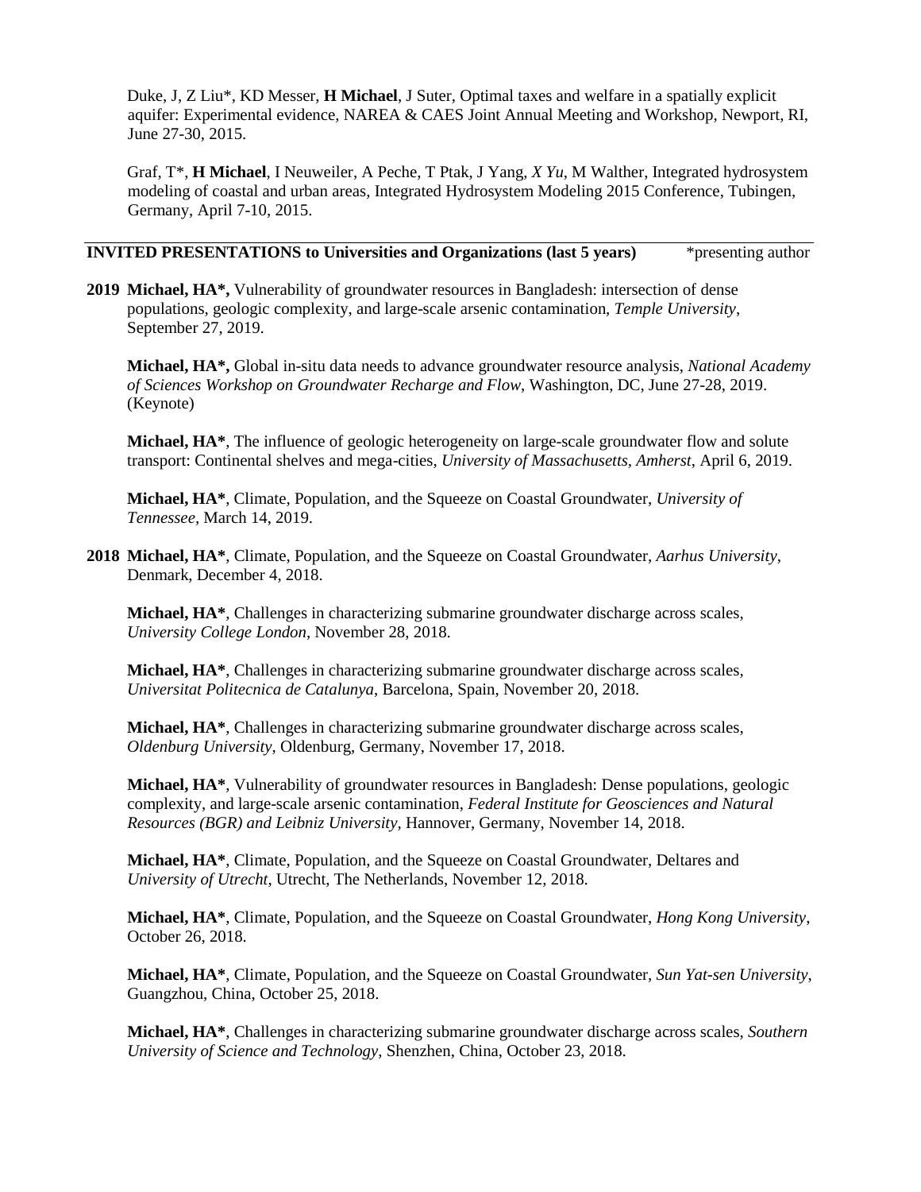Duke, J, Z Liu*, KD Messer, **H Michael**, J Suter, Optimal taxes and welfare in a spatially explicit aquifer: Experimental evidence, NAREA & CAES Joint Annual Meeting and Workshop, Newport, RI, June 27-30, 2015.

Graf, T*, **H Michael**, I Neuweiler, A Peche, T Ptak, J Yang, *X Yu*, M Walther, Integrated hydrosystem modeling of coastal and urban areas, Integrated Hydrosystem Modeling 2015 Conference, Tubingen, Germany, April 7-10, 2015.

## INVITED PRESENTATIONS to Universities and Organizations (last 5 years)

*presenting author

**2019** **Michael, HA*,** Vulnerability of groundwater resources in Bangladesh: intersection of dense populations, geologic complexity, and large-scale arsenic contamination, *Temple University*, September 27, 2019.

**Michael, HA*,** Global in-situ data needs to advance groundwater resource analysis, *National Academy of Sciences Workshop on Groundwater Recharge and Flow*, Washington, DC, June 27-28, 2019. (Keynote)

**Michael, HA***, The influence of geologic heterogeneity on large-scale groundwater flow and solute transport: Continental shelves and mega-cities, *University of Massachusetts, Amherst*, April 6, 2019.

**Michael, HA***, Climate, Population, and the Squeeze on Coastal Groundwater, *University of Tennessee*, March 14, 2019.

**2018** **Michael, HA***, Climate, Population, and the Squeeze on Coastal Groundwater, *Aarhus University*, Denmark, December 4, 2018.

**Michael, HA***, Challenges in characterizing submarine groundwater discharge across scales, *University College London*, November 28, 2018.

**Michael, HA***, Challenges in characterizing submarine groundwater discharge across scales, *Universitat Politecnica de Catalunya*, Barcelona, Spain, November 20, 2018.

**Michael, HA***, Challenges in characterizing submarine groundwater discharge across scales, *Oldenburg University*, Oldenburg, Germany, November 17, 2018.

**Michael, HA***, Vulnerability of groundwater resources in Bangladesh: Dense populations, geologic complexity, and large-scale arsenic contamination, *Federal Institute for Geosciences and Natural Resources (BGR) and Leibniz University*, Hannover, Germany, November 14, 2018.

**Michael, HA***, Climate, Population, and the Squeeze on Coastal Groundwater, Deltares and *University of Utrecht*, Utrecht, The Netherlands, November 12, 2018.

**Michael, HA***, Climate, Population, and the Squeeze on Coastal Groundwater, *Hong Kong University*, October 26, 2018.

**Michael, HA***, Climate, Population, and the Squeeze on Coastal Groundwater, *Sun Yat-sen University*, Guangzhou, China, October 25, 2018.

**Michael, HA***, Challenges in characterizing submarine groundwater discharge across scales, *Southern University of Science and Technology*, Shenzhen, China, October 23, 2018.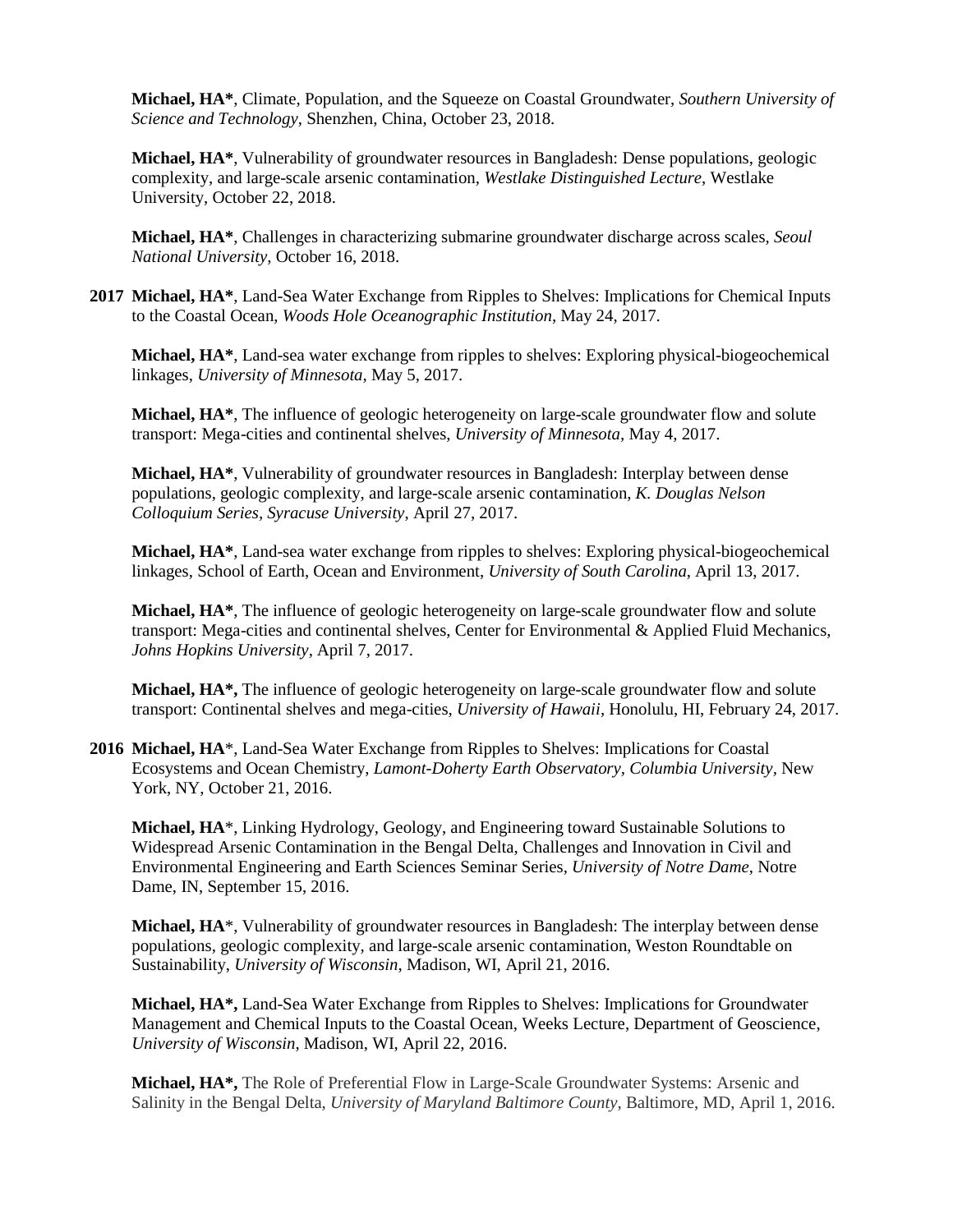**Michael, HA***, Climate, Population, and the Squeeze on Coastal Groundwater, *Southern University of Science and Technology*, Shenzhen, China, October 23, 2018.

**Michael, HA***, Vulnerability of groundwater resources in Bangladesh: Dense populations, geologic complexity, and large-scale arsenic contamination, *Westlake Distinguished Lecture*, Westlake University, October 22, 2018.

**Michael, HA***, Challenges in characterizing submarine groundwater discharge across scales, *Seoul National University*, October 16, 2018.

**2017** **Michael, HA***, Land-Sea Water Exchange from Ripples to Shelves: Implications for Chemical Inputs to the Coastal Ocean, *Woods Hole Oceanographic Institution*, May 24, 2017.

**Michael, HA***, Land-sea water exchange from ripples to shelves: Exploring physical-biogeochemical linkages, *University of Minnesota*, May 5, 2017.

**Michael, HA***, The influence of geologic heterogeneity on large-scale groundwater flow and solute transport: Mega-cities and continental shelves, *University of Minnesota*, May 4, 2017.

**Michael, HA***, Vulnerability of groundwater resources in Bangladesh: Interplay between dense populations, geologic complexity, and large-scale arsenic contamination, *K. Douglas Nelson Colloquium Series, Syracuse University*, April 27, 2017.

**Michael, HA***, Land-sea water exchange from ripples to shelves: Exploring physical-biogeochemical linkages, School of Earth, Ocean and Environment, *University of South Carolina*, April 13, 2017.

**Michael, HA***, The influence of geologic heterogeneity on large-scale groundwater flow and solute transport: Mega-cities and continental shelves, Center for Environmental & Applied Fluid Mechanics, *Johns Hopkins University*, April 7, 2017.

**Michael, HA*,** The influence of geologic heterogeneity on large-scale groundwater flow and solute transport: Continental shelves and mega-cities, *University of Hawaii*, Honolulu, HI, February 24, 2017.

**2016** **Michael, HA***, Land-Sea Water Exchange from Ripples to Shelves: Implications for Coastal Ecosystems and Ocean Chemistry, *Lamont-Doherty Earth Observatory, Columbia University*, New York, NY, October 21, 2016.

**Michael, HA***, Linking Hydrology, Geology, and Engineering toward Sustainable Solutions to Widespread Arsenic Contamination in the Bengal Delta, Challenges and Innovation in Civil and Environmental Engineering and Earth Sciences Seminar Series, *University of Notre Dame*, Notre Dame, IN, September 15, 2016.

**Michael, HA***, Vulnerability of groundwater resources in Bangladesh: The interplay between dense populations, geologic complexity, and large-scale arsenic contamination, Weston Roundtable on Sustainability, *University of Wisconsin*, Madison, WI, April 21, 2016.

**Michael, HA*,** Land-Sea Water Exchange from Ripples to Shelves: Implications for Groundwater Management and Chemical Inputs to the Coastal Ocean, Weeks Lecture, Department of Geoscience, *University of Wisconsin*, Madison, WI, April 22, 2016.

**Michael, HA*,** The Role of Preferential Flow in Large-Scale Groundwater Systems: Arsenic and Salinity in the Bengal Delta, *University of Maryland Baltimore County*, Baltimore, MD, April 1, 2016.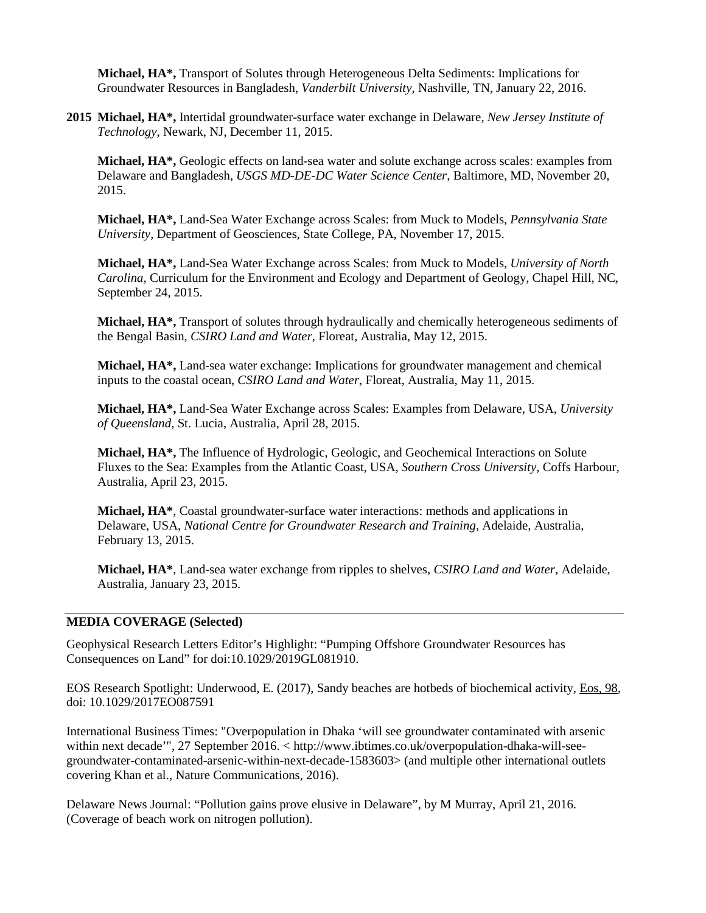**Michael, HA*,** Transport of Solutes through Heterogeneous Delta Sediments: Implications for Groundwater Resources in Bangladesh, *Vanderbilt University*, Nashville, TN, January 22, 2016.

**2015 Michael, HA*,** Intertidal groundwater-surface water exchange in Delaware, *New Jersey Institute of Technology*, Newark, NJ, December 11, 2015.

**Michael, HA*,** Geologic effects on land-sea water and solute exchange across scales: examples from Delaware and Bangladesh, *USGS MD-DE-DC Water Science Center*, Baltimore, MD, November 20, 2015.

**Michael, HA*,** Land-Sea Water Exchange across Scales: from Muck to Models, *Pennsylvania State University*, Department of Geosciences, State College, PA, November 17, 2015.

**Michael, HA*,** Land-Sea Water Exchange across Scales: from Muck to Models, *University of North Carolina*, Curriculum for the Environment and Ecology and Department of Geology, Chapel Hill, NC, September 24, 2015.

**Michael, HA*,** Transport of solutes through hydraulically and chemically heterogeneous sediments of the Bengal Basin, *CSIRO Land and Water*, Floreat, Australia, May 12, 2015.

**Michael, HA*,** Land-sea water exchange: Implications for groundwater management and chemical inputs to the coastal ocean, *CSIRO Land and Water*, Floreat, Australia, May 11, 2015.

**Michael, HA*,** Land-Sea Water Exchange across Scales: Examples from Delaware, USA, *University of Queensland*, St. Lucia, Australia, April 28, 2015.

**Michael, HA*,** The Influence of Hydrologic, Geologic, and Geochemical Interactions on Solute Fluxes to the Sea: Examples from the Atlantic Coast, USA, *Southern Cross University*, Coffs Harbour, Australia, April 23, 2015.

**Michael, HA***, Coastal groundwater-surface water interactions: methods and applications in Delaware, USA, *National Centre for Groundwater Research and Training*, Adelaide, Australia, February 13, 2015.

**Michael, HA***, Land-sea water exchange from ripples to shelves, *CSIRO Land and Water*, Adelaide, Australia, January 23, 2015.

## MEDIA COVERAGE (Selected)

Geophysical Research Letters Editor's Highlight: "Pumping Offshore Groundwater Resources has Consequences on Land" for doi:10.1029/2019GL081910.

EOS Research Spotlight: Underwood, E. (2017), Sandy beaches are hotbeds of biochemical activity, Eos, 98, doi: 10.1029/2017EO087591

International Business Times: "Overpopulation in Dhaka 'will see groundwater contaminated with arsenic within next decade'", 27 September 2016. < http://www.ibtimes.co.uk/overpopulation-dhaka-will-see-groundwater-contaminated-arsenic-within-next-decade-1583603> (and multiple other international outlets covering Khan et al., Nature Communications, 2016).

Delaware News Journal: "Pollution gains prove elusive in Delaware", by M Murray, April 21, 2016. (Coverage of beach work on nitrogen pollution).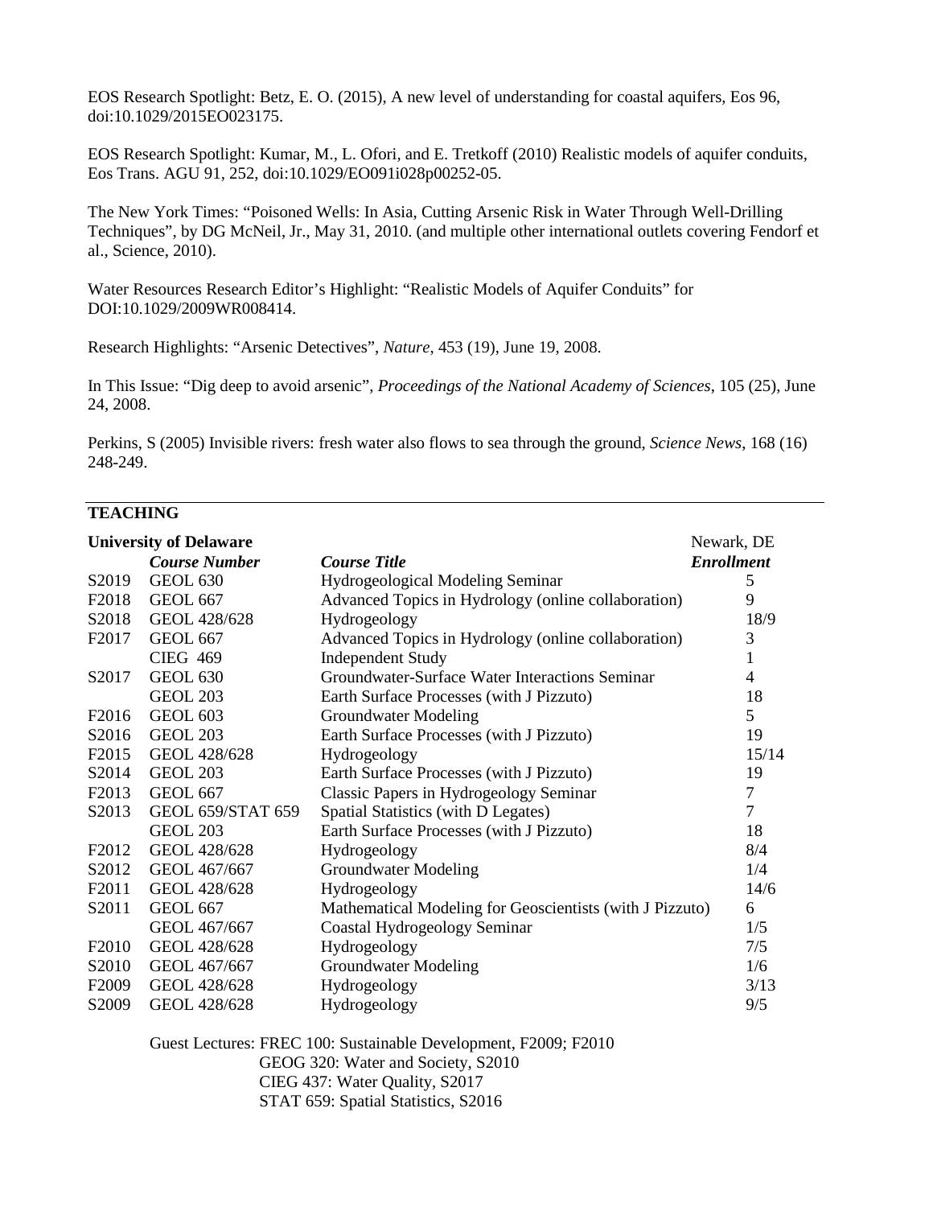EOS Research Spotlight: Betz, E. O. (2015), A new level of understanding for coastal aquifers, Eos 96, doi:10.1029/2015EO023175.

EOS Research Spotlight: Kumar, M., L. Ofori, and E. Tretkoff (2010) Realistic models of aquifer conduits, Eos Trans. AGU 91, 252, doi:10.1029/EO091i028p00252-05.

The New York Times: "Poisoned Wells: In Asia, Cutting Arsenic Risk in Water Through Well-Drilling Techniques", by DG McNeil, Jr., May 31, 2010. (and multiple other international outlets covering Fendorf et al., Science, 2010).

Water Resources Research Editor's Highlight: "Realistic Models of Aquifer Conduits" for DOI:10.1029/2009WR008414.

Research Highlights: "Arsenic Detectives", *Nature*, 453 (19), June 19, 2008.

In This Issue: "Dig deep to avoid arsenic", *Proceedings of the National Academy of Sciences*, 105 (25), June 24, 2008.

Perkins, S (2005) Invisible rivers: fresh water also flows to sea through the ground, *Science News*, 168 (16) 248-249.

## TEACHING

**University of Delaware** Newark, DE

| | *Course Number* | *Course Title* | *Enrollment* |
|---|---|---|---|
| S2019 | GEOL 630 | Hydrogeological Modeling Seminar | 5 |
| F2018 | GEOL 667 | Advanced Topics in Hydrology (online collaboration) | 9 |
| S2018 | GEOL 428/628 | Hydrogeology | 18/9 |
| F2017 | GEOL 667 | Advanced Topics in Hydrology (online collaboration) | 3 |
| | CIEG 469 | Independent Study | 1 |
| S2017 | GEOL 630 | Groundwater-Surface Water Interactions Seminar | 4 |
| | GEOL 203 | Earth Surface Processes (with J Pizzuto) | 18 |
| F2016 | GEOL 603 | Groundwater Modeling | 5 |
| S2016 | GEOL 203 | Earth Surface Processes (with J Pizzuto) | 19 |
| F2015 | GEOL 428/628 | Hydrogeology | 15/14 |
| S2014 | GEOL 203 | Earth Surface Processes (with J Pizzuto) | 19 |
| F2013 | GEOL 667 | Classic Papers in Hydrogeology Seminar | 7 |
| S2013 | GEOL 659/STAT 659 | Spatial Statistics (with D Legates) | 7 |
| | GEOL 203 | Earth Surface Processes (with J Pizzuto) | 18 |
| F2012 | GEOL 428/628 | Hydrogeology | 8/4 |
| S2012 | GEOL 467/667 | Groundwater Modeling | 1/4 |
| F2011 | GEOL 428/628 | Hydrogeology | 14/6 |
| S2011 | GEOL 667 | Mathematical Modeling for Geoscientists (with J Pizzuto) | 6 |
| | GEOL 467/667 | Coastal Hydrogeology Seminar | 1/5 |
| F2010 | GEOL 428/628 | Hydrogeology | 7/5 |
| S2010 | GEOL 467/667 | Groundwater Modeling | 1/6 |
| F2009 | GEOL 428/628 | Hydrogeology | 3/13 |
| S2009 | GEOL 428/628 | Hydrogeology | 9/5 |

Guest Lectures: FREC 100: Sustainable Development, F2009; F2010
GEOG 320: Water and Society, S2010
CIEG 437: Water Quality, S2017
STAT 659: Spatial Statistics, S2016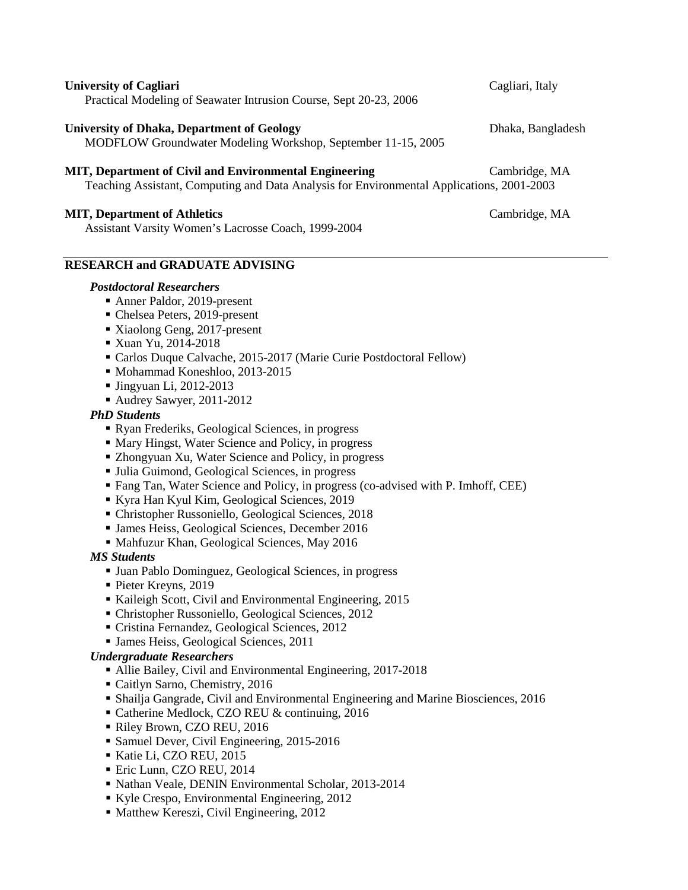**University of Cagliari** Cagliari, Italy
Practical Modeling of Seawater Intrusion Course, Sept 20-23, 2006

**University of Dhaka, Department of Geology** Dhaka, Bangladesh
MODFLOW Groundwater Modeling Workshop, September 11-15, 2005

**MIT, Department of Civil and Environmental Engineering** Cambridge, MA
Teaching Assistant, Computing and Data Analysis for Environmental Applications, 2001-2003

**MIT, Department of Athletics** Cambridge, MA
Assistant Varsity Women's Lacrosse Coach, 1999-2004

## RESEARCH and GRADUATE ADVISING

***Postdoctoral Researchers***

- Anner Paldor, 2019-present
- Chelsea Peters, 2019-present
- Xiaolong Geng, 2017-present
- Xuan Yu, 2014-2018
- Carlos Duque Calvache, 2015-2017 (Marie Curie Postdoctoral Fellow)
- Mohammad Koneshloo, 2013-2015
- Jingyuan Li, 2012-2013
- Audrey Sawyer, 2011-2012

***PhD Students***

- Ryan Frederiks, Geological Sciences, in progress
- Mary Hingst, Water Science and Policy, in progress
- Zhongyuan Xu, Water Science and Policy, in progress
- Julia Guimond, Geological Sciences, in progress
- Fang Tan, Water Science and Policy, in progress (co-advised with P. Imhoff, CEE)
- Kyra Han Kyul Kim, Geological Sciences, 2019
- Christopher Russoniello, Geological Sciences, 2018
- James Heiss, Geological Sciences, December 2016
- Mahfuzur Khan, Geological Sciences, May 2016

***MS Students***

- Juan Pablo Dominguez, Geological Sciences, in progress
- Pieter Kreyns, 2019
- Kaileigh Scott, Civil and Environmental Engineering, 2015
- Christopher Russoniello, Geological Sciences, 2012
- Cristina Fernandez, Geological Sciences, 2012
- James Heiss, Geological Sciences, 2011

***Undergraduate Researchers***

- Allie Bailey, Civil and Environmental Engineering, 2017-2018
- Caitlyn Sarno, Chemistry, 2016
- Shailja Gangrade, Civil and Environmental Engineering and Marine Biosciences, 2016
- Catherine Medlock, CZO REU & continuing, 2016
- Riley Brown, CZO REU, 2016
- Samuel Dever, Civil Engineering, 2015-2016
- Katie Li, CZO REU, 2015
- Eric Lunn, CZO REU, 2014
- Nathan Veale, DENIN Environmental Scholar, 2013-2014
- Kyle Crespo, Environmental Engineering, 2012
- Matthew Kereszi, Civil Engineering, 2012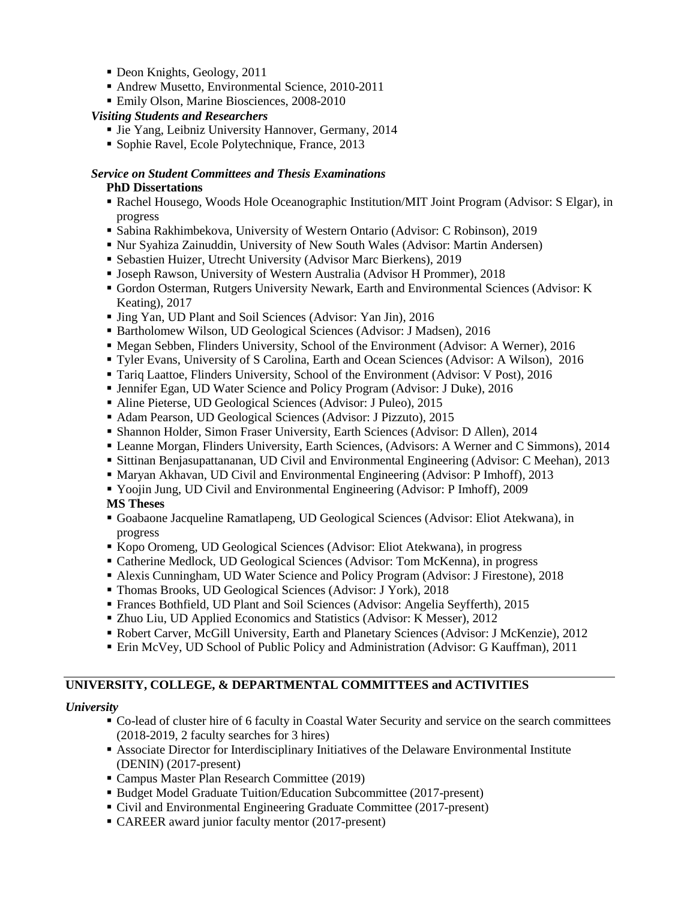- Deon Knights, Geology, 2011
- Andrew Musetto, Environmental Science, 2010-2011
- Emily Olson, Marine Biosciences, 2008-2010

***Visiting Students and Researchers***

- Jie Yang, Leibniz University Hannover, Germany, 2014
- Sophie Ravel, Ecole Polytechnique, France, 2013

***Service on Student Committees and Thesis Examinations***

**PhD Dissertations**

- Rachel Housego, Woods Hole Oceanographic Institution/MIT Joint Program (Advisor: S Elgar), in progress
- Sabina Rakhimbekova, University of Western Ontario (Advisor: C Robinson), 2019
- Nur Syahiza Zainuddin, University of New South Wales (Advisor: Martin Andersen)
- Sebastien Huizer, Utrecht University (Advisor Marc Bierkens), 2019
- Joseph Rawson, University of Western Australia (Advisor H Prommer), 2018
- Gordon Osterman, Rutgers University Newark, Earth and Environmental Sciences (Advisor: K Keating), 2017
- Jing Yan, UD Plant and Soil Sciences (Advisor: Yan Jin), 2016
- Bartholomew Wilson, UD Geological Sciences (Advisor: J Madsen), 2016
- Megan Sebben, Flinders University, School of the Environment (Advisor: A Werner), 2016
- Tyler Evans, University of S Carolina, Earth and Ocean Sciences (Advisor: A Wilson), 2016
- Tariq Laattoe, Flinders University, School of the Environment (Advisor: V Post), 2016
- Jennifer Egan, UD Water Science and Policy Program (Advisor: J Duke), 2016
- Aline Pieterse, UD Geological Sciences (Advisor: J Puleo), 2015
- Adam Pearson, UD Geological Sciences (Advisor: J Pizzuto), 2015
- Shannon Holder, Simon Fraser University, Earth Sciences (Advisor: D Allen), 2014
- Leanne Morgan, Flinders University, Earth Sciences, (Advisors: A Werner and C Simmons), 2014
- Sittinan Benjasupattananan, UD Civil and Environmental Engineering (Advisor: C Meehan), 2013
- Maryan Akhavan, UD Civil and Environmental Engineering (Advisor: P Imhoff), 2013
- Yoojin Jung, UD Civil and Environmental Engineering (Advisor: P Imhoff), 2009

**MS Theses**

- Goabaone Jacqueline Ramatlapeng, UD Geological Sciences (Advisor: Eliot Atekwana), in progress
- Kopo Oromeng, UD Geological Sciences (Advisor: Eliot Atekwana), in progress
- Catherine Medlock, UD Geological Sciences (Advisor: Tom McKenna), in progress
- Alexis Cunningham, UD Water Science and Policy Program (Advisor: J Firestone), 2018
- Thomas Brooks, UD Geological Sciences (Advisor: J York), 2018
- Frances Bothfield, UD Plant and Soil Sciences (Advisor: Angelia Seyfferth), 2015
- Zhuo Liu, UD Applied Economics and Statistics (Advisor: K Messer), 2012
- Robert Carver, McGill University, Earth and Planetary Sciences (Advisor: J McKenzie), 2012
- Erin McVey, UD School of Public Policy and Administration (Advisor: G Kauffman), 2011

## UNIVERSITY, COLLEGE, & DEPARTMENTAL COMMITTEES and ACTIVITIES

***University***

- Co-lead of cluster hire of 6 faculty in Coastal Water Security and service on the search committees (2018-2019, 2 faculty searches for 3 hires)
- Associate Director for Interdisciplinary Initiatives of the Delaware Environmental Institute (DENIN) (2017-present)
- Campus Master Plan Research Committee (2019)
- Budget Model Graduate Tuition/Education Subcommittee (2017-present)
- Civil and Environmental Engineering Graduate Committee (2017-present)
- CAREER award junior faculty mentor (2017-present)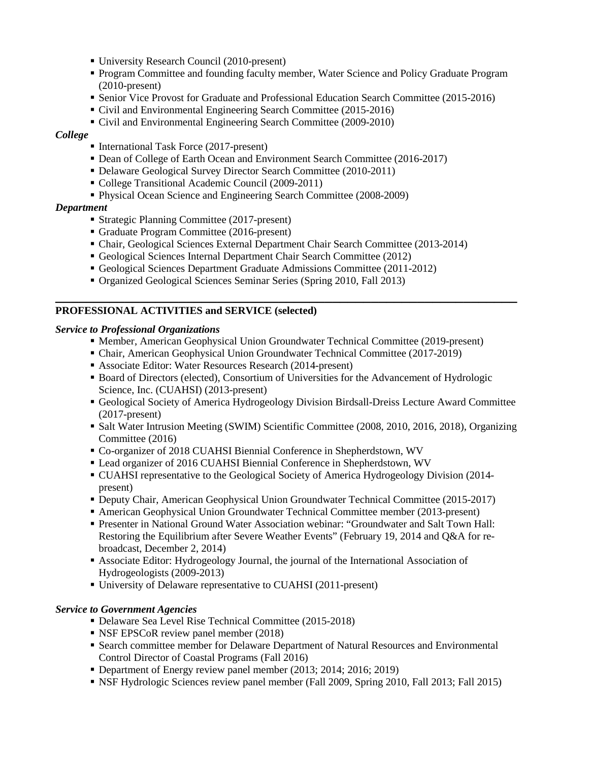- University Research Council (2010-present)
- Program Committee and founding faculty member, Water Science and Policy Graduate Program (2010-present)
- Senior Vice Provost for Graduate and Professional Education Search Committee (2015-2016)
- Civil and Environmental Engineering Search Committee (2015-2016)
- Civil and Environmental Engineering Search Committee (2009-2010)

***College***

- International Task Force (2017-present)
- Dean of College of Earth Ocean and Environment Search Committee (2016-2017)
- Delaware Geological Survey Director Search Committee (2010-2011)
- College Transitional Academic Council (2009-2011)
- Physical Ocean Science and Engineering Search Committee (2008-2009)

***Department***

- Strategic Planning Committee (2017-present)
- Graduate Program Committee (2016-present)
- Chair, Geological Sciences External Department Chair Search Committee (2013-2014)
- Geological Sciences Internal Department Chair Search Committee (2012)
- Geological Sciences Department Graduate Admissions Committee (2011-2012)
- Organized Geological Sciences Seminar Series (Spring 2010, Fall 2013)

---

## PROFESSIONAL ACTIVITIES and SERVICE (selected)

***Service to Professional Organizations***

- Member, American Geophysical Union Groundwater Technical Committee (2019-present)
- Chair, American Geophysical Union Groundwater Technical Committee (2017-2019)
- Associate Editor: Water Resources Research (2014-present)
- Board of Directors (elected), Consortium of Universities for the Advancement of Hydrologic Science, Inc. (CUAHSI) (2013-present)
- Geological Society of America Hydrogeology Division Birdsall-Dreiss Lecture Award Committee (2017-present)
- Salt Water Intrusion Meeting (SWIM) Scientific Committee (2008, 2010, 2016, 2018), Organizing Committee (2016)
- Co-organizer of 2018 CUAHSI Biennial Conference in Shepherdstown, WV
- Lead organizer of 2016 CUAHSI Biennial Conference in Shepherdstown, WV
- CUAHSI representative to the Geological Society of America Hydrogeology Division (2014-present)
- Deputy Chair, American Geophysical Union Groundwater Technical Committee (2015-2017)
- American Geophysical Union Groundwater Technical Committee member (2013-present)
- Presenter in National Ground Water Association webinar: "Groundwater and Salt Town Hall: Restoring the Equilibrium after Severe Weather Events" (February 19, 2014 and Q&A for re-broadcast, December 2, 2014)
- Associate Editor: Hydrogeology Journal, the journal of the International Association of Hydrogeologists (2009-2013)
- University of Delaware representative to CUAHSI (2011-present)

***Service to Government Agencies***

- Delaware Sea Level Rise Technical Committee (2015-2018)
- NSF EPSCoR review panel member (2018)
- Search committee member for Delaware Department of Natural Resources and Environmental Control Director of Coastal Programs (Fall 2016)
- Department of Energy review panel member (2013; 2014; 2016; 2019)
- NSF Hydrologic Sciences review panel member (Fall 2009, Spring 2010, Fall 2013; Fall 2015)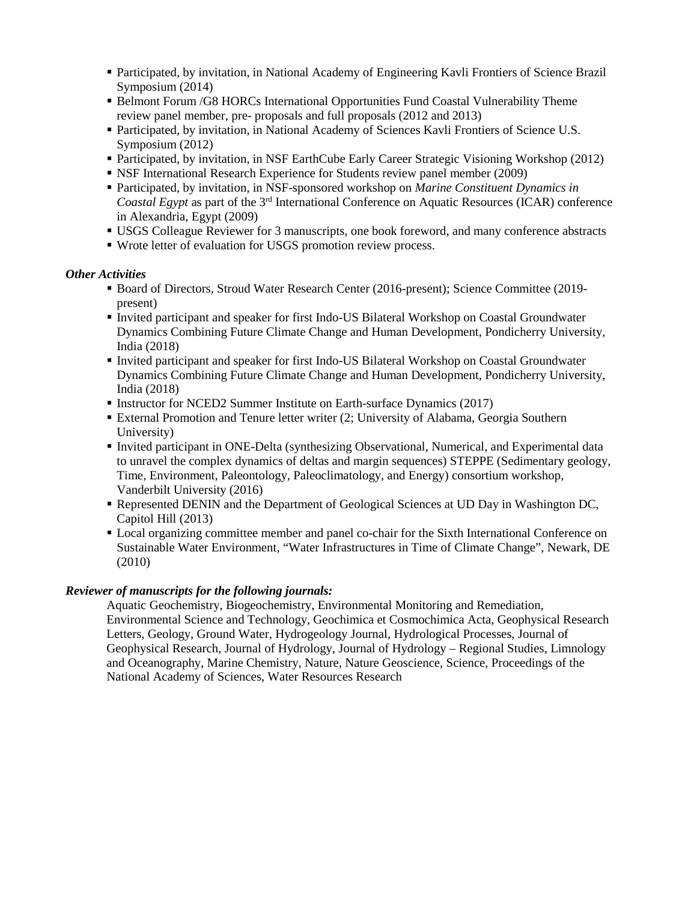- Participated, by invitation, in National Academy of Engineering Kavli Frontiers of Science Brazil Symposium (2014)
- Belmont Forum /G8 HORCs International Opportunities Fund Coastal Vulnerability Theme review panel member, pre- proposals and full proposals (2012 and 2013)
- Participated, by invitation, in National Academy of Sciences Kavli Frontiers of Science U.S. Symposium (2012)
- Participated, by invitation, in NSF EarthCube Early Career Strategic Visioning Workshop (2012)
- NSF International Research Experience for Students review panel member (2009)
- Participated, by invitation, in NSF-sponsored workshop on *Marine Constituent Dynamics in Coastal Egypt* as part of the 3rd International Conference on Aquatic Resources (ICAR) conference in Alexandria, Egypt (2009)
- USGS Colleague Reviewer for 3 manuscripts, one book foreword, and many conference abstracts
- Wrote letter of evaluation for USGS promotion review process.

***Other Activities***

- Board of Directors, Stroud Water Research Center (2016-present); Science Committee (2019-present)
- Invited participant and speaker for first Indo-US Bilateral Workshop on Coastal Groundwater Dynamics Combining Future Climate Change and Human Development, Pondicherry University, India (2018)
- Invited participant and speaker for first Indo-US Bilateral Workshop on Coastal Groundwater Dynamics Combining Future Climate Change and Human Development, Pondicherry University, India (2018)
- Instructor for NCED2 Summer Institute on Earth-surface Dynamics (2017)
- External Promotion and Tenure letter writer (2; University of Alabama, Georgia Southern University)
- Invited participant in ONE-Delta (synthesizing Observational, Numerical, and Experimental data to unravel the complex dynamics of deltas and margin sequences) STEPPE (Sedimentary geology, Time, Environment, Paleontology, Paleoclimatology, and Energy) consortium workshop, Vanderbilt University (2016)
- Represented DENIN and the Department of Geological Sciences at UD Day in Washington DC, Capitol Hill (2013)
- Local organizing committee member and panel co-chair for the Sixth International Conference on Sustainable Water Environment, "Water Infrastructures in Time of Climate Change", Newark, DE (2010)

***Reviewer of manuscripts for the following journals:***

Aquatic Geochemistry, Biogeochemistry, Environmental Monitoring and Remediation, Environmental Science and Technology, Geochimica et Cosmochimica Acta, Geophysical Research Letters, Geology, Ground Water, Hydrogeology Journal, Hydrological Processes, Journal of Geophysical Research, Journal of Hydrology, Journal of Hydrology – Regional Studies, Limnology and Oceanography, Marine Chemistry, Nature, Nature Geoscience, Science, Proceedings of the National Academy of Sciences, Water Resources Research